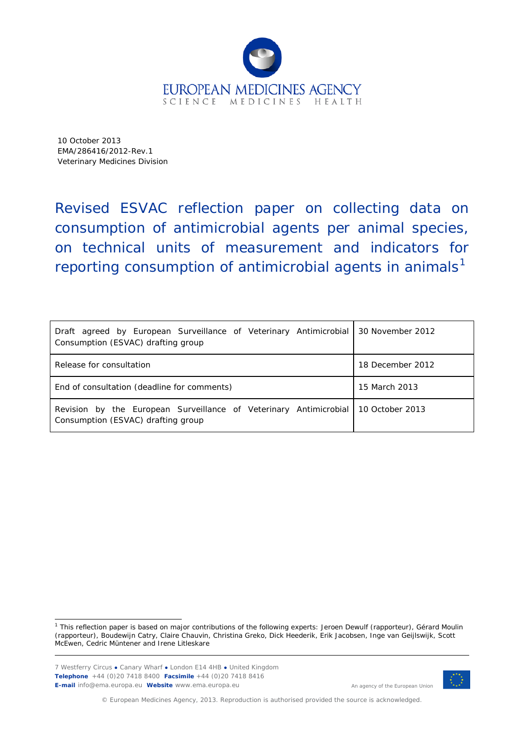EUROPEAN MEDICINES AGENCY
SCIENCE MEDICINES HEALTH

10 October 2013
EMA/286416/2012-Rev.1
Veterinary Medicines Division

# Revised ESVAC reflection paper on collecting data on consumption of antimicrobial agents per animal species, on technical units of measurement and indicators for reporting consumption of antimicrobial agents in animals[1]

| | |
|---|---|
| Draft agreed by European Surveillance of Veterinary Antimicrobial Consumption (ESVAC) drafting group | 30 November 2012 |
| Release for consultation | 18 December 2012 |
| End of consultation (deadline for comments) | 15 March 2013 |
| Revision by the European Surveillance of Veterinary Antimicrobial Consumption (ESVAC) drafting group | 10 October 2013 |

[1] This reflection paper is based on major contributions of the following experts: Jeroen Dewulf (rapporteur), Gérard Moulin (rapporteur), Boudewijn Catry, Claire Chauvin, Christina Greko, Dick Heederik, Erik Jacobsen, Inge van Geijlswijk, Scott McEwen, Cedric Müntener and Irene Litleskare

7 Westferry Circus ● Canary Wharf ● London E14 4HB ● United Kingdom
**Telephone** +44 (0)20 7418 8400 **Facsimile** +44 (0)20 7418 8416
**E-mail** info@ema.europa.eu **Website** www.ema.europa.eu

An agency of the European Union

© European Medicines Agency, 2013. Reproduction is authorised provided the source is acknowledged.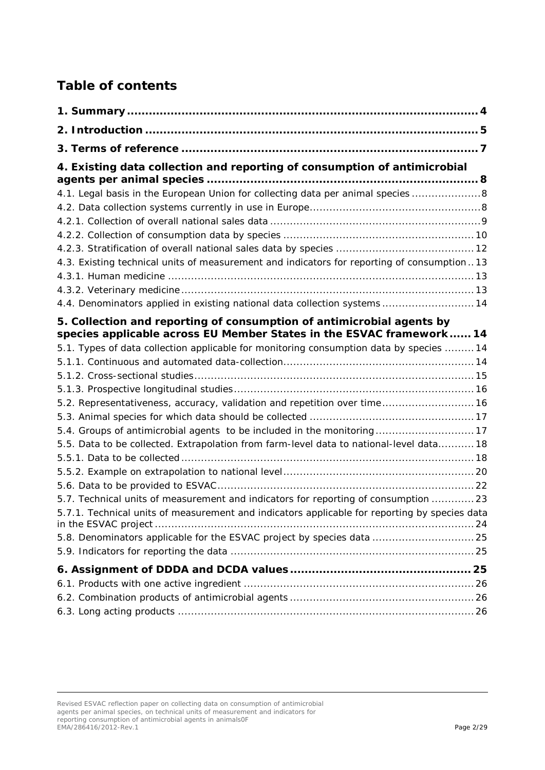## Table of contents

1. Summary ........................................................................................................ 4

2. Introduction ................................................................................................... 5

3. Terms of reference ........................................................................................ 7

4. Existing data collection and reporting of consumption of antimicrobial agents per animal species ............................................................................... 8

4.1. Legal basis in the European Union for collecting data per animal species ..................... 8

4.2. Data collection systems currently in use in Europe .................................................... 8

4.2.1. Collection of overall national sales data ................................................................ 9

4.2.2. Collection of consumption data by species .......................................................... 10

4.2.3. Stratification of overall national sales data by species .......................................... 12

4.3. Existing technical units of measurement and indicators for reporting of consumption .. 13

4.3.1. Human medicine ............................................................................................ 13

4.3.2. Veterinary medicine ........................................................................................ 13

4.4. Denominators applied in existing national data collection systems ............................ 14

5. Collection and reporting of consumption of antimicrobial agents by species applicable across EU Member States in the ESVAC framework ...... 14

5.1. Types of data collection applicable for monitoring consumption data by species ......... 14

5.1.1. Continuous and automated data-collection .......................................................... 14

5.1.2. Cross-sectional studies .................................................................................... 15

5.1.3. Prospective longitudinal studies ........................................................................ 16

5.2. Representativeness, accuracy, validation and repetition over time ............................ 16

5.3. Animal species for which data should be collected .................................................. 17

5.4. Groups of antimicrobial agents to be included in the monitoring .............................. 17

5.5. Data to be collected. Extrapolation from farm-level data to national-level data ........... 18

5.5.1. Data to be collected ........................................................................................ 18

5.5.2. Example on extrapolation to national level .......................................................... 20

5.6. Data to be provided to ESVAC ............................................................................. 22

5.7. Technical units of measurement and indicators for reporting of consumption ............. 23

5.7.1. Technical units of measurement and indicators applicable for reporting by species data in the ESVAC project .................................................................................... 24

5.8. Denominators applicable for the ESVAC project by species data ............................... 25

5.9. Indicators for reporting the data .......................................................................... 25

6. Assignment of DDDA and DCDA values .................................................. 25

6.1. Products with one active ingredient ...................................................................... 26

6.2. Combination products of antimicrobial agents ........................................................ 26

6.3. Long acting products .......................................................................................... 26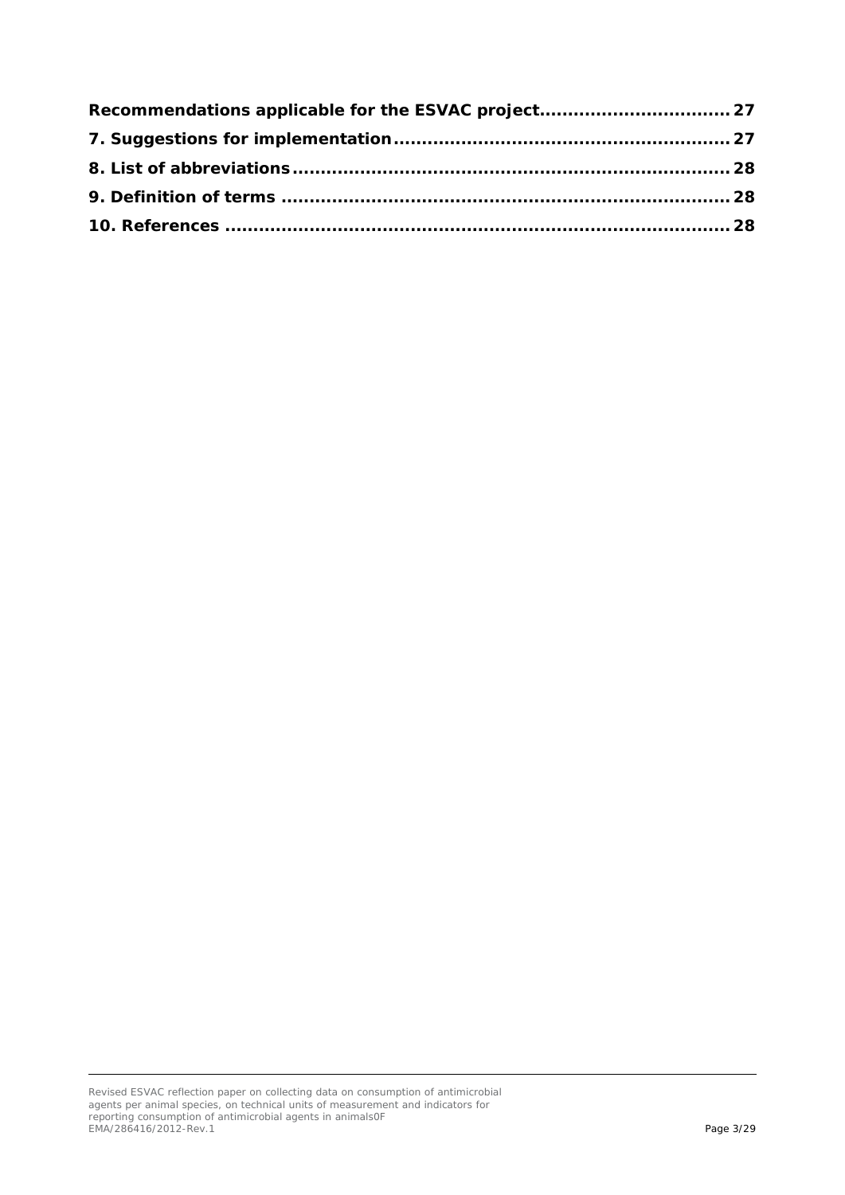**Recommendations applicable for the ESVAC project................................ 27**

**7. Suggestions for implementation......................................................... 27**

**8. List of abbreviations........................................................................... 28**

**9. Definition of terms ............................................................................. 28**

**10. References ........................................................................................ 28**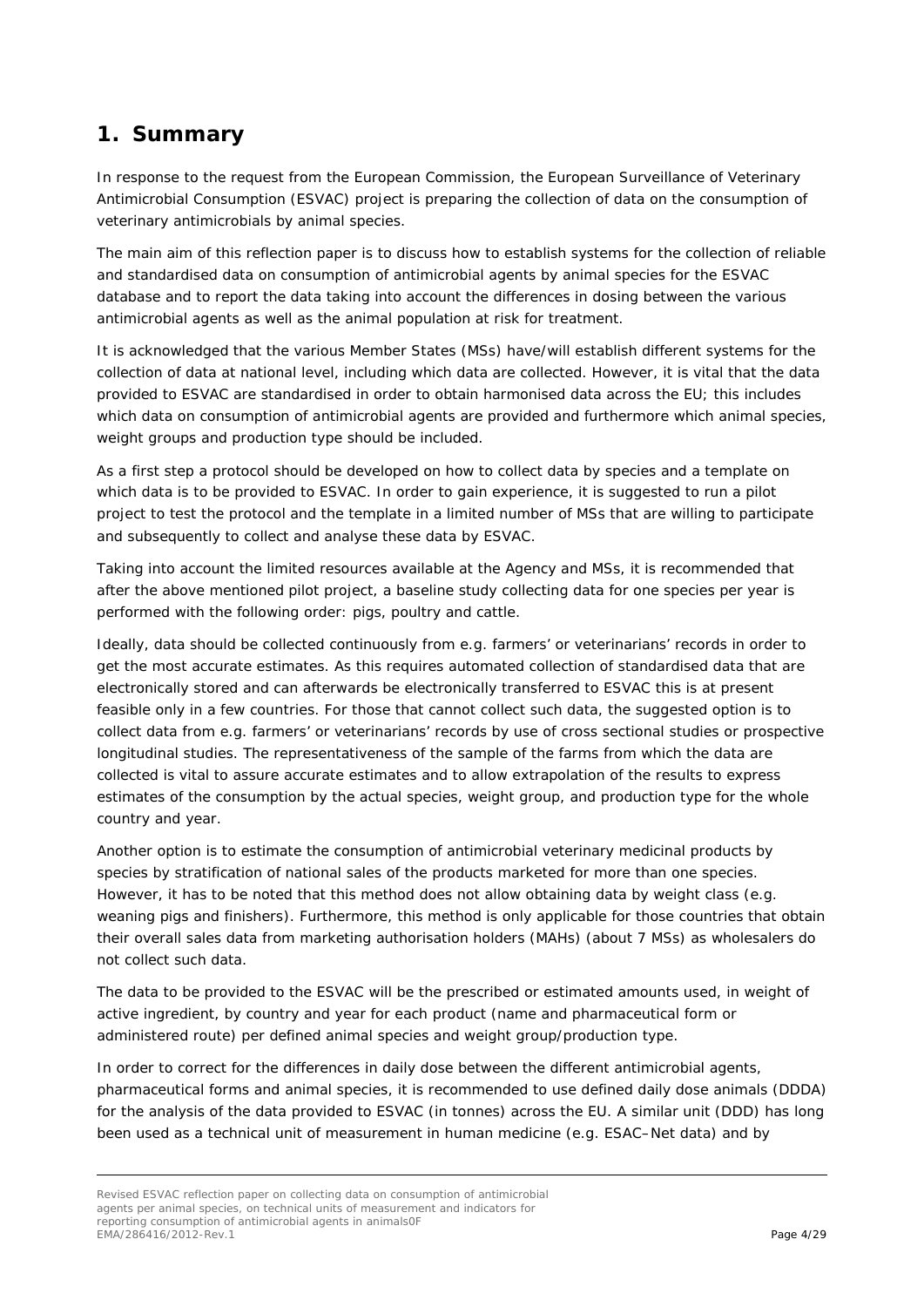# 1. Summary

In response to the request from the European Commission, the European Surveillance of Veterinary Antimicrobial Consumption (ESVAC) project is preparing the collection of data on the consumption of veterinary antimicrobials by animal species.

The main aim of this reflection paper is to discuss how to establish systems for the collection of reliable and standardised data on consumption of antimicrobial agents by animal species for the ESVAC database and to report the data taking into account the differences in dosing between the various antimicrobial agents as well as the animal population at risk for treatment.

It is acknowledged that the various Member States (MSs) have/will establish different systems for the collection of data at national level, including which data are collected. However, it is vital that the data provided to ESVAC are standardised in order to obtain harmonised data across the EU; this includes which data on consumption of antimicrobial agents are provided and furthermore which animal species, weight groups and production type should be included.

As a first step a protocol should be developed on how to collect data by species and a template on which data is to be provided to ESVAC. In order to gain experience, it is suggested to run a pilot project to test the protocol and the template in a limited number of MSs that are willing to participate and subsequently to collect and analyse these data by ESVAC.

Taking into account the limited resources available at the Agency and MSs, it is recommended that after the above mentioned pilot project, a baseline study collecting data for one species per year is performed with the following order: pigs, poultry and cattle.

Ideally, data should be collected continuously from e.g. farmers' or veterinarians' records in order to get the most accurate estimates. As this requires automated collection of standardised data that are electronically stored and can afterwards be electronically transferred to ESVAC this is at present feasible only in a few countries. For those that cannot collect such data, the suggested option is to collect data from e.g. farmers' or veterinarians' records by use of cross sectional studies or prospective longitudinal studies. The representativeness of the sample of the farms from which the data are collected is vital to assure accurate estimates and to allow extrapolation of the results to express estimates of the consumption by the actual species, weight group, and production type for the whole country and year.

Another option is to estimate the consumption of antimicrobial veterinary medicinal products by species by stratification of national sales of the products marketed for more than one species. However, it has to be noted that this method does not allow obtaining data by weight class (e.g. weaning pigs and finishers). Furthermore, this method is only applicable for those countries that obtain their overall sales data from marketing authorisation holders (MAHs) (about 7 MSs) as wholesalers do not collect such data.

The data to be provided to the ESVAC will be the prescribed or estimated amounts used, in weight of active ingredient, by country and year for each product (name and pharmaceutical form or administered route) per defined animal species and weight group/production type.

In order to correct for the differences in daily dose between the different antimicrobial agents, pharmaceutical forms and animal species, it is recommended to use defined daily dose animals (DDDA) for the analysis of the data provided to ESVAC (in tonnes) across the EU. A similar unit (DDD) has long been used as a technical unit of measurement in human medicine (e.g. ESAC–Net data) and by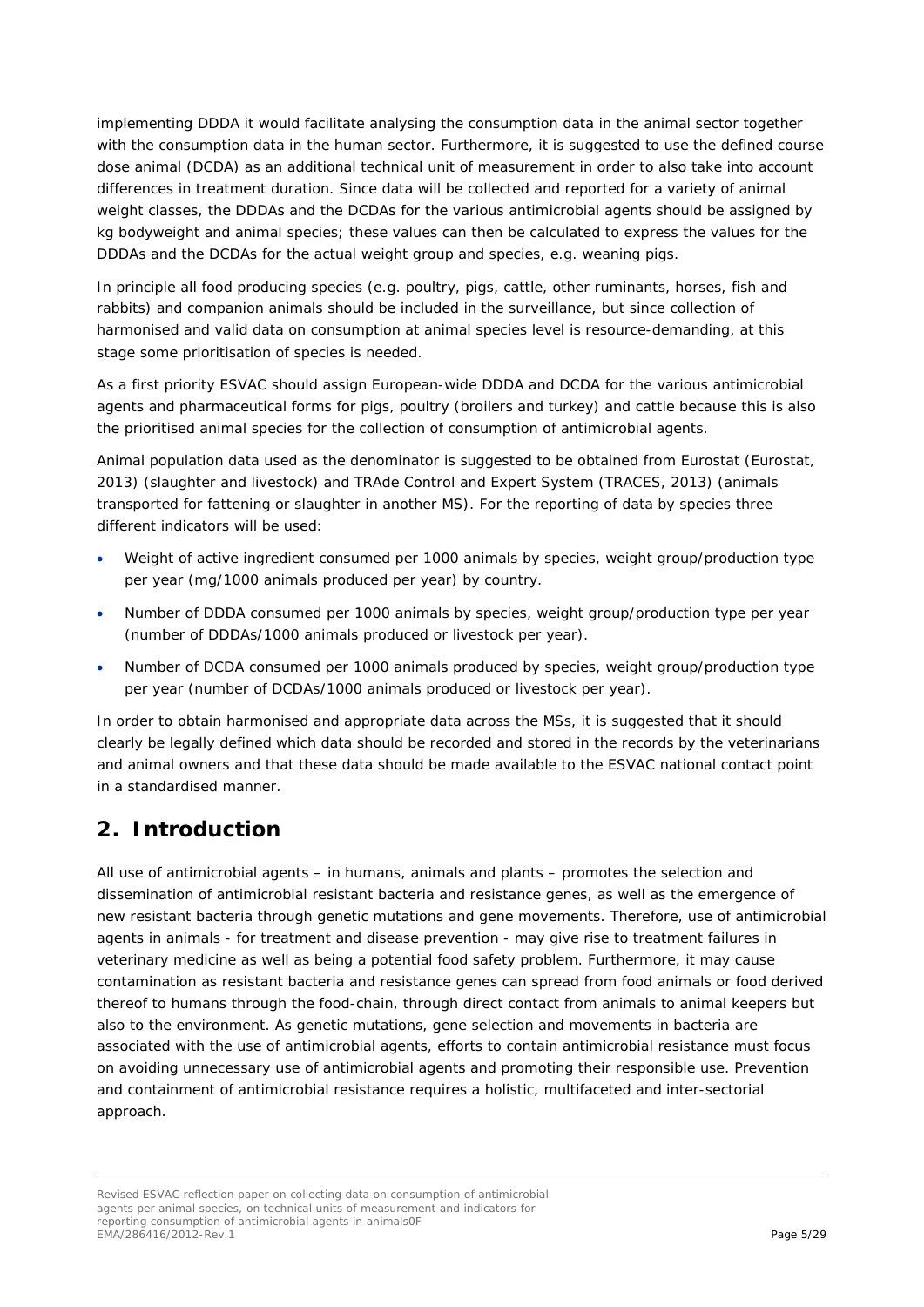implementing DDDA it would facilitate analysing the consumption data in the animal sector together with the consumption data in the human sector. Furthermore, it is suggested to use the defined course dose animal (DCDA) as an additional technical unit of measurement in order to also take into account differences in treatment duration. Since data will be collected and reported for a variety of animal weight classes, the DDDAs and the DCDAs for the various antimicrobial agents should be assigned by kg bodyweight and animal species; these values can then be calculated to express the values for the DDDAs and the DCDAs for the actual weight group and species, e.g. weaning pigs.

In principle all food producing species (e.g. poultry, pigs, cattle, other ruminants, horses, fish and rabbits) and companion animals should be included in the surveillance, but since collection of harmonised and valid data on consumption at animal species level is resource-demanding, at this stage some prioritisation of species is needed.

As a first priority ESVAC should assign European-wide DDDA and DCDA for the various antimicrobial agents and pharmaceutical forms for pigs, poultry (broilers and turkey) and cattle because this is also the prioritised animal species for the collection of consumption of antimicrobial agents.

Animal population data used as the denominator is suggested to be obtained from Eurostat (Eurostat, 2013) (slaughter and livestock) and TRAde Control and Expert System (TRACES, 2013) (animals transported for fattening or slaughter in another MS). For the reporting of data by species three different indicators will be used:

- Weight of active ingredient consumed per 1000 animals by species, weight group/production type per year (mg/1000 animals produced per year) by country.
- Number of DDDA consumed per 1000 animals by species, weight group/production type per year (number of DDDAs/1000 animals produced or livestock per year).
- Number of DCDA consumed per 1000 animals produced by species, weight group/production type per year (number of DCDAs/1000 animals produced or livestock per year).

In order to obtain harmonised and appropriate data across the MSs, it is suggested that it should clearly be legally defined which data should be recorded and stored in the records by the veterinarians and animal owners and that these data should be made available to the ESVAC national contact point in a standardised manner.

## 2. Introduction

All use of antimicrobial agents – in humans, animals and plants – promotes the selection and dissemination of antimicrobial resistant bacteria and resistance genes, as well as the emergence of new resistant bacteria through genetic mutations and gene movements. Therefore, use of antimicrobial agents in animals - for treatment and disease prevention - may give rise to treatment failures in veterinary medicine as well as being a potential food safety problem. Furthermore, it may cause contamination as resistant bacteria and resistance genes can spread from food animals or food derived thereof to humans through the food-chain, through direct contact from animals to animal keepers but also to the environment. As genetic mutations, gene selection and movements in bacteria are associated with the use of antimicrobial agents, efforts to contain antimicrobial resistance must focus on avoiding unnecessary use of antimicrobial agents and promoting their responsible use. Prevention and containment of antimicrobial resistance requires a holistic, multifaceted and inter-sectorial approach.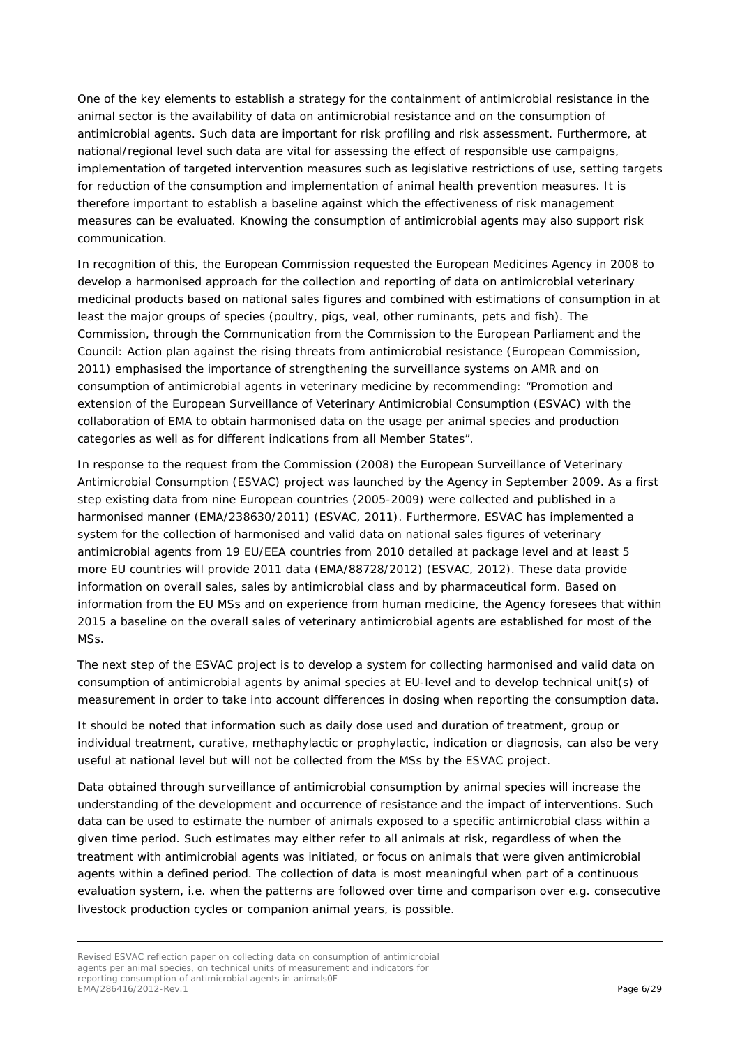One of the key elements to establish a strategy for the containment of antimicrobial resistance in the animal sector is the availability of data on antimicrobial resistance and on the consumption of antimicrobial agents. Such data are important for risk profiling and risk assessment. Furthermore, at national/regional level such data are vital for assessing the effect of responsible use campaigns, implementation of targeted intervention measures such as legislative restrictions of use, setting targets for reduction of the consumption and implementation of animal health prevention measures. It is therefore important to establish a baseline against which the effectiveness of risk management measures can be evaluated. Knowing the consumption of antimicrobial agents may also support risk communication.

In recognition of this, the European Commission requested the European Medicines Agency in 2008 to develop a harmonised approach for the collection and reporting of data on antimicrobial veterinary medicinal products based on national sales figures and combined with estimations of consumption in at least the major groups of species (poultry, pigs, veal, other ruminants, pets and fish). The Commission, through the Communication from the Commission to the European Parliament and the Council: Action plan against the rising threats from antimicrobial resistance (European Commission, 2011) emphasised the importance of strengthening the surveillance systems on AMR and on consumption of antimicrobial agents in veterinary medicine by recommending: "Promotion and extension of the European Surveillance of Veterinary Antimicrobial Consumption (ESVAC) with the collaboration of EMA to obtain harmonised data on the usage per animal species and production categories as well as for different indications from all Member States".

In response to the request from the Commission (2008) the European Surveillance of Veterinary Antimicrobial Consumption (ESVAC) project was launched by the Agency in September 2009. As a first step existing data from nine European countries (2005-2009) were collected and published in a harmonised manner (EMA/238630/2011) (ESVAC, 2011). Furthermore, ESVAC has implemented a system for the collection of harmonised and valid data on national sales figures of veterinary antimicrobial agents from 19 EU/EEA countries from 2010 detailed at package level and at least 5 more EU countries will provide 2011 data (EMA/88728/2012) (ESVAC, 2012). These data provide information on overall sales, sales by antimicrobial class and by pharmaceutical form. Based on information from the EU MSs and on experience from human medicine, the Agency foresees that within 2015 a baseline on the overall sales of veterinary antimicrobial agents are established for most of the MSs.

The next step of the ESVAC project is to develop a system for collecting harmonised and valid data on consumption of antimicrobial agents by animal species at EU-level and to develop technical unit(s) of measurement in order to take into account differences in dosing when reporting the consumption data.

It should be noted that information such as daily dose used and duration of treatment, group or individual treatment, curative, methaphylactic or prophylactic, indication or diagnosis, can also be very useful at national level but will not be collected from the MSs by the ESVAC project.

Data obtained through surveillance of antimicrobial consumption by animal species will increase the understanding of the development and occurrence of resistance and the impact of interventions. Such data can be used to estimate the number of animals exposed to a specific antimicrobial class within a given time period. Such estimates may either refer to all animals at risk, regardless of when the treatment with antimicrobial agents was initiated, or focus on animals that were given antimicrobial agents within a defined period. The collection of data is most meaningful when part of a continuous evaluation system, i.e. when the patterns are followed over time and comparison over e.g. consecutive livestock production cycles or companion animal years, is possible.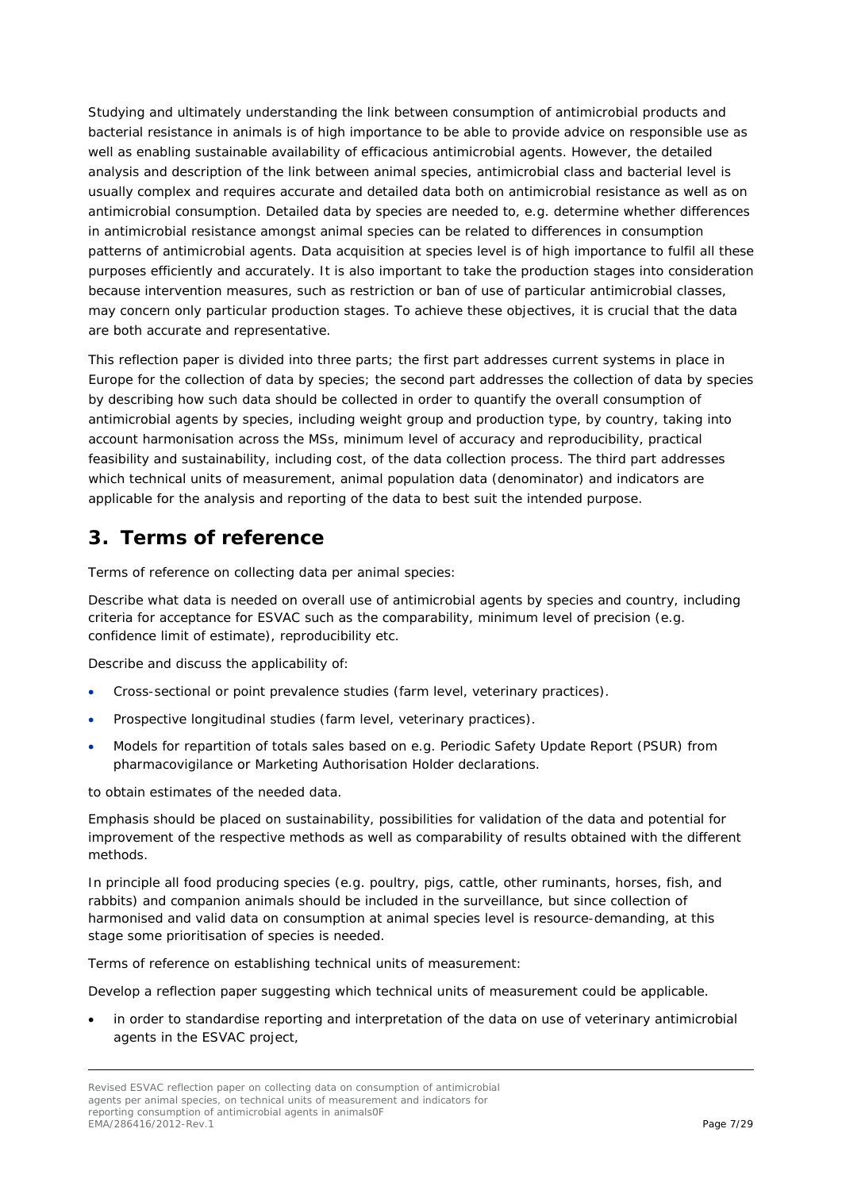Studying and ultimately understanding the link between consumption of antimicrobial products and bacterial resistance in animals is of high importance to be able to provide advice on responsible use as well as enabling sustainable availability of efficacious antimicrobial agents. However, the detailed analysis and description of the link between animal species, antimicrobial class and bacterial level is usually complex and requires accurate and detailed data both on antimicrobial resistance as well as on antimicrobial consumption. Detailed data by species are needed to, e.g. determine whether differences in antimicrobial resistance amongst animal species can be related to differences in consumption patterns of antimicrobial agents. Data acquisition at species level is of high importance to fulfil all these purposes efficiently and accurately. It is also important to take the production stages into consideration because intervention measures, such as restriction or ban of use of particular antimicrobial classes, may concern only particular production stages. To achieve these objectives, it is crucial that the data are both accurate and representative.

This reflection paper is divided into three parts; the first part addresses current systems in place in Europe for the collection of data by species; the second part addresses the collection of data by species by describing how such data should be collected in order to quantify the overall consumption of antimicrobial agents by species, including weight group and production type, by country, taking into account harmonisation across the MSs, minimum level of accuracy and reproducibility, practical feasibility and sustainability, including cost, of the data collection process. The third part addresses which technical units of measurement, animal population data (denominator) and indicators are applicable for the analysis and reporting of the data to best suit the intended purpose.

## 3. Terms of reference

*Terms of reference on collecting data per animal species:*

Describe what data is needed on overall use of antimicrobial agents by species and country, including criteria for acceptance for ESVAC such as the comparability, minimum level of precision (e.g. confidence limit of estimate), reproducibility etc.

Describe and discuss the applicability of:

- Cross-sectional or point prevalence studies (farm level, veterinary practices).
- Prospective longitudinal studies (farm level, veterinary practices).
- Models for repartition of totals sales based on e.g. Periodic Safety Update Report (PSUR) from pharmacovigilance or Marketing Authorisation Holder declarations.

to obtain estimates of the needed data.

Emphasis should be placed on sustainability, possibilities for validation of the data and potential for improvement of the respective methods as well as comparability of results obtained with the different methods.

In principle all food producing species (e.g. poultry, pigs, cattle, other ruminants, horses, fish, and rabbits) and companion animals should be included in the surveillance, but since collection of harmonised and valid data on consumption at animal species level is resource-demanding, at this stage some prioritisation of species is needed.

*Terms of reference on establishing technical units of measurement:*

Develop a reflection paper suggesting which technical units of measurement could be applicable.

- in order to standardise reporting and interpretation of the data on use of veterinary antimicrobial agents in the ESVAC project,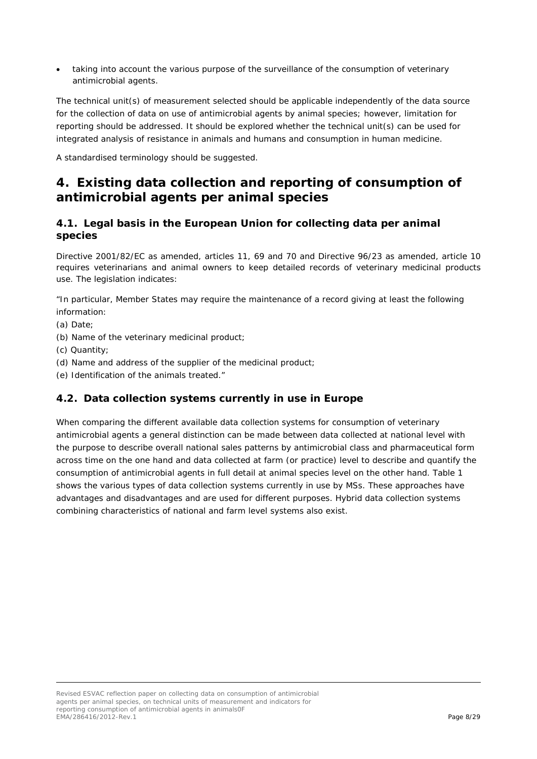- taking into account the various purpose of the surveillance of the consumption of veterinary antimicrobial agents.

The technical unit(s) of measurement selected should be applicable independently of the data source for the collection of data on use of antimicrobial agents by animal species; however, limitation for reporting should be addressed. It should be explored whether the technical unit(s) can be used for integrated analysis of resistance in animals and humans and consumption in human medicine.

A standardised terminology should be suggested.

# 4. Existing data collection and reporting of consumption of antimicrobial agents per animal species

## 4.1. Legal basis in the European Union for collecting data per animal species

Directive 2001/82/EC as amended, articles 11, 69 and 70 and Directive 96/23 as amended, article 10 requires veterinarians and animal owners to keep detailed records of veterinary medicinal products use. The legislation indicates:

"In particular, Member States may require the maintenance of a record giving at least the following information:

(a) Date;

(b) Name of the veterinary medicinal product;

(c) Quantity;

(d) Name and address of the supplier of the medicinal product;

(e) Identification of the animals treated."

## 4.2. Data collection systems currently in use in Europe

When comparing the different available data collection systems for consumption of veterinary antimicrobial agents a general distinction can be made between data collected at national level with the purpose to describe overall national sales patterns by antimicrobial class and pharmaceutical form across time on the one hand and data collected at farm (or practice) level to describe and quantify the consumption of antimicrobial agents in full detail at animal species level on the other hand. Table 1 shows the various types of data collection systems currently in use by MSs. These approaches have advantages and disadvantages and are used for different purposes. Hybrid data collection systems combining characteristics of national and farm level systems also exist.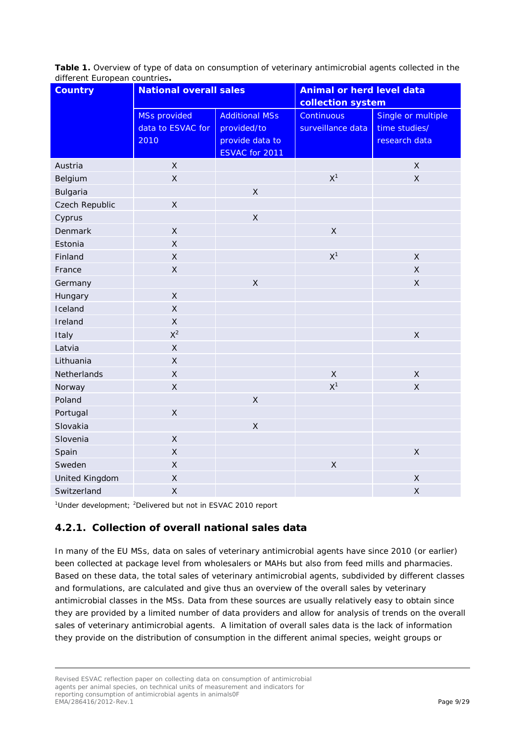**Table 1.** Overview of type of data on consumption of veterinary antimicrobial agents collected in the different European countries**.**

| Country | National overall sales | | Animal or herd level data collection system | |
|---|---|---|---|---|
| | MSs provided data to ESVAC for 2010 | Additional MSs provided/to provide data to ESVAC for 2011 | Continuous surveillance data | Single or multiple time studies/ research data |
| Austria | X | | | X |
| Belgium | X | | X[1] | X |
| Bulgaria | | X | | |
| Czech Republic | X | | | |
| Cyprus | | X | | |
| Denmark | X | | X | |
| Estonia | X | | | |
| Finland | X | | X[1] | X |
| France | X | | | X |
| Germany | | X | | X |
| Hungary | X | | | |
| Iceland | X | | | |
| Ireland | X | | | |
| Italy | X[2] | | | X |
| Latvia | X | | | |
| Lithuania | X | | | |
| Netherlands | X | | X | X |
| Norway | X | | X[1] | X |
| Poland | | X | | |
| Portugal | X | | | |
| Slovakia | | X | | |
| Slovenia | X | | | |
| Spain | X | | | X |
| Sweden | X | | X | |
| United Kingdom | X | | | X |
| Switzerland | X | | | X |

[1]Under development; [2]Delivered but not in ESVAC 2010 report

### 4.2.1. Collection of overall national sales data

In many of the EU MSs, data on sales of veterinary antimicrobial agents have since 2010 (or earlier) been collected at package level from wholesalers or MAHs but also from feed mills and pharmacies. Based on these data, the total sales of veterinary antimicrobial agents, subdivided by different classes and formulations, are calculated and give thus an overview of the overall sales by veterinary antimicrobial classes in the MSs. Data from these sources are usually relatively easy to obtain since they are provided by a limited number of data providers and allow for analysis of trends on the overall sales of veterinary antimicrobial agents. A limitation of overall sales data is the lack of information they provide on the distribution of consumption in the different animal species, weight groups or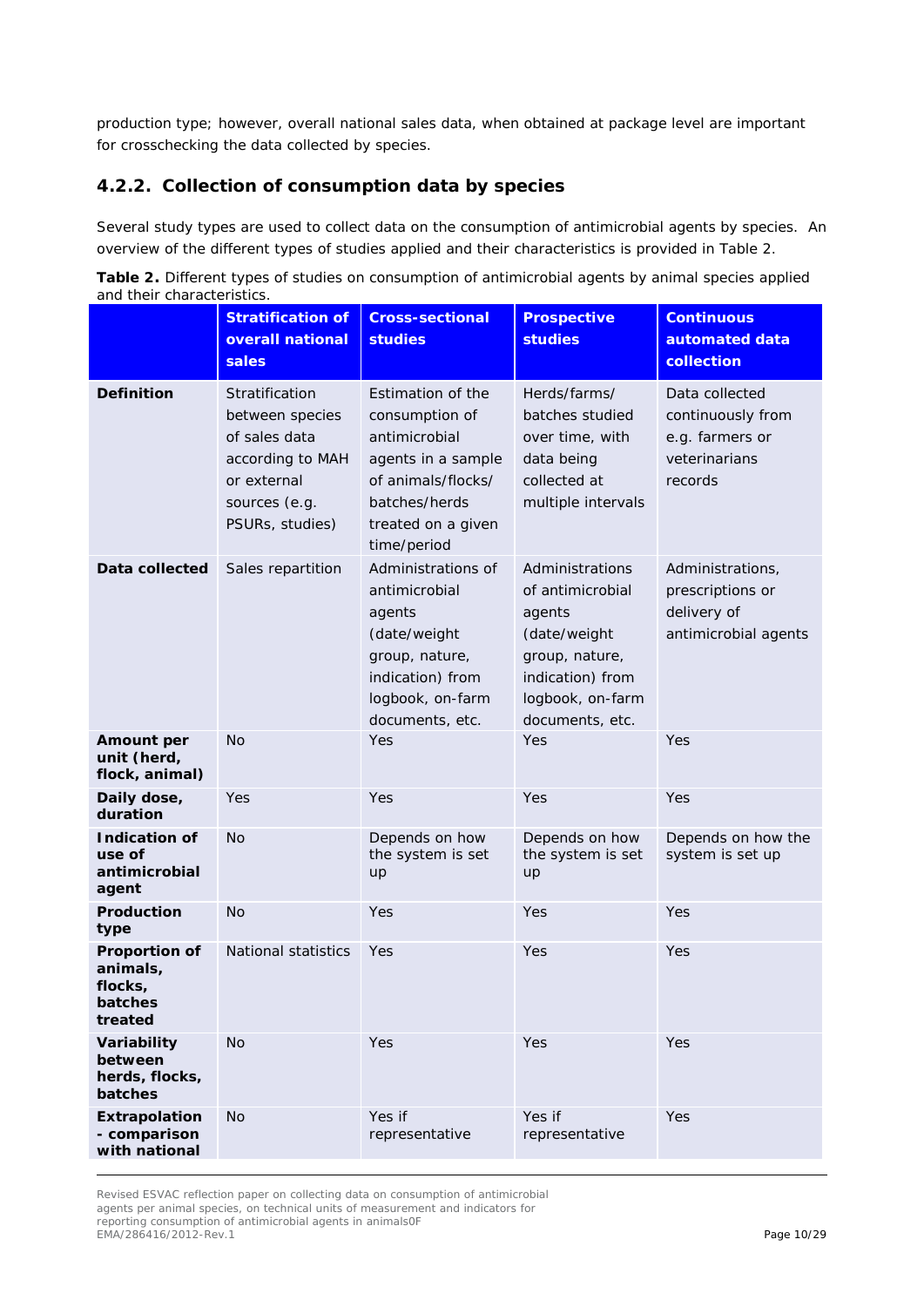production type; however, overall national sales data, when obtained at package level are important for crosschecking the data collected by species.

### 4.2.2. Collection of consumption data by species

Several study types are used to collect data on the consumption of antimicrobial agents by species. An overview of the different types of studies applied and their characteristics is provided in Table 2.

**Table 2.** Different types of studies on consumption of antimicrobial agents by animal species applied and their characteristics.

| | Stratification of overall national sales | Cross-sectional studies | Prospective studies | Continuous automated data collection |
|---|---|---|---|---|
| **Definition** | Stratification between species of sales data according to MAH or external sources (e.g. PSURs, studies) | Estimation of the consumption of antimicrobial agents in a sample of animals/flocks/ batches/herds treated on a given time/period | Herds/farms/ batches studied over time, with data being collected at multiple intervals | Data collected continuously from e.g. farmers or veterinarians records |
| **Data collected** | Sales repartition | Administrations of antimicrobial agents (date/weight group, nature, indication) from logbook, on-farm documents, etc. | Administrations of antimicrobial agents (date/weight group, nature, indication) from logbook, on-farm documents, etc. | Administrations, prescriptions or delivery of antimicrobial agents |
| **Amount per unit (herd, flock, animal)** | No | Yes | Yes | Yes |
| **Daily dose, duration** | Yes | Yes | Yes | Yes |
| **Indication of use of antimicrobial agent** | No | Depends on how the system is set up | Depends on how the system is set up | Depends on how the system is set up |
| **Production type** | No | Yes | Yes | Yes |
| **Proportion of animals, flocks, batches treated** | National statistics | Yes | Yes | Yes |
| **Variability between herds, flocks, batches** | No | Yes | Yes | Yes |
| **Extrapolation - comparison with national** | No | Yes if representative | Yes if representative | Yes |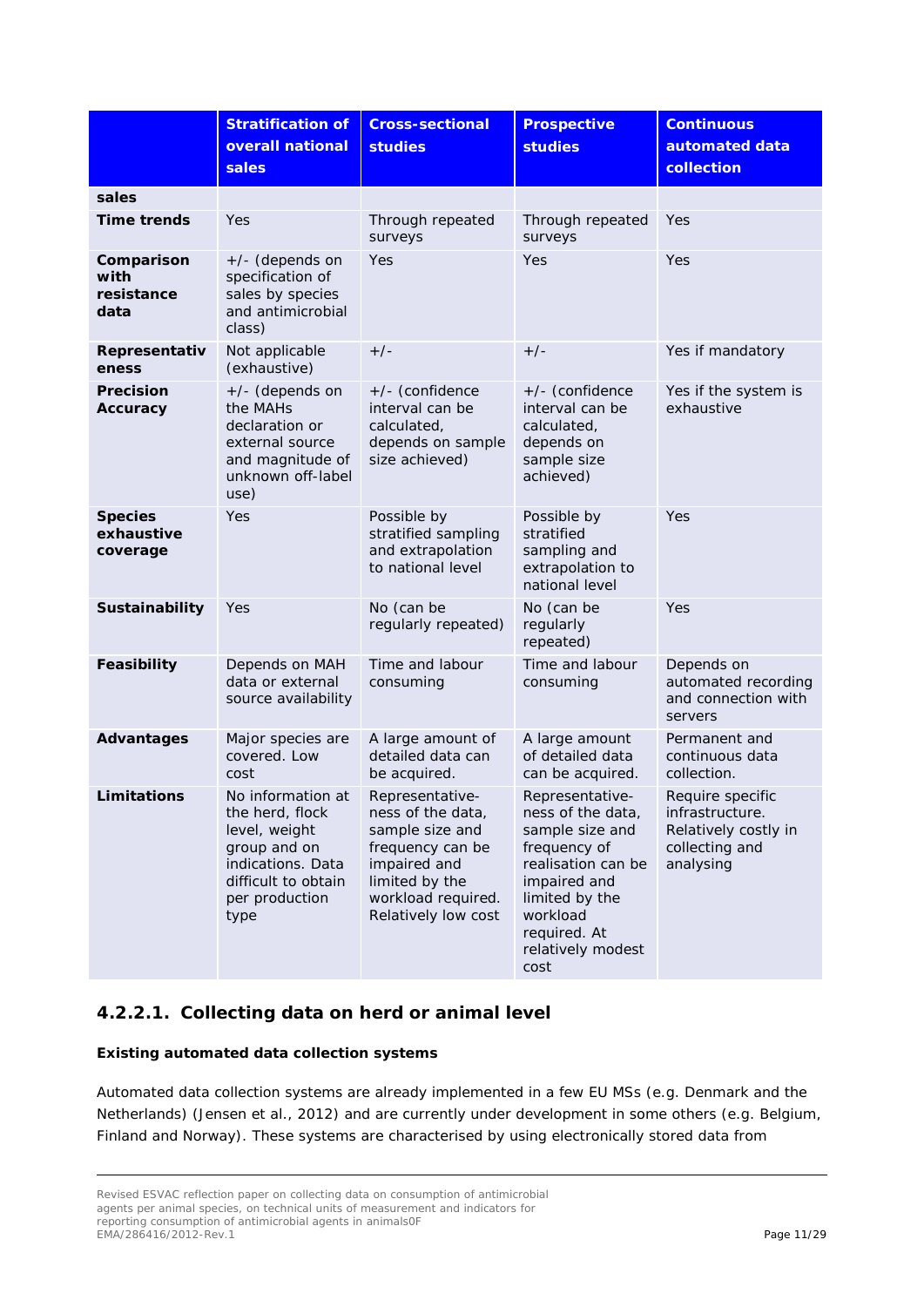| | Stratification of overall national sales | Cross-sectional studies | Prospective studies | Continuous automated data collection |
|---|---|---|---|---|
| **sales** | | | | |
| **Time trends** | Yes | Through repeated surveys | Through repeated surveys | Yes |
| **Comparison with resistance data** | +/- (depends on specification of sales by species and antimicrobial class) | Yes | Yes | Yes |
| **Representativeness** | Not applicable (exhaustive) | +/- | +/- | Yes if mandatory |
| **Precision Accuracy** | +/- (depends on the MAHs declaration or external source and magnitude of unknown off-label use) | +/- (confidence interval can be calculated, depends on sample size achieved) | +/- (confidence interval can be calculated, depends on sample size achieved) | Yes if the system is exhaustive |
| **Species exhaustive coverage** | Yes | Possible by stratified sampling and extrapolation to national level | Possible by stratified sampling and extrapolation to national level | Yes |
| **Sustainability** | Yes | No (can be regularly repeated) | No (can be regularly repeated) | Yes |
| **Feasibility** | Depends on MAH data or external source availability | Time and labour consuming | Time and labour consuming | Depends on automated recording and connection with servers |
| **Advantages** | Major species are covered. Low cost | A large amount of detailed data can be acquired. | A large amount of detailed data can be acquired. | Permanent and continuous data collection. |
| **Limitations** | No information at the herd, flock level, weight group and on indications. Data difficult to obtain per production type | Representative-ness of the data, sample size and frequency can be impaired and limited by the workload required. Relatively low cost | Representative-ness of the data, sample size and frequency of realisation can be impaired and limited by the workload required. At relatively modest cost | Require specific infrastructure. Relatively costly in collecting and analysing |

### 4.2.2.1. Collecting data on herd or animal level

**Existing automated data collection systems**

Automated data collection systems are already implemented in a few EU MSs (e.g. Denmark and the Netherlands) (Jensen et al., 2012) and are currently under development in some others (e.g. Belgium, Finland and Norway). These systems are characterised by using electronically stored data from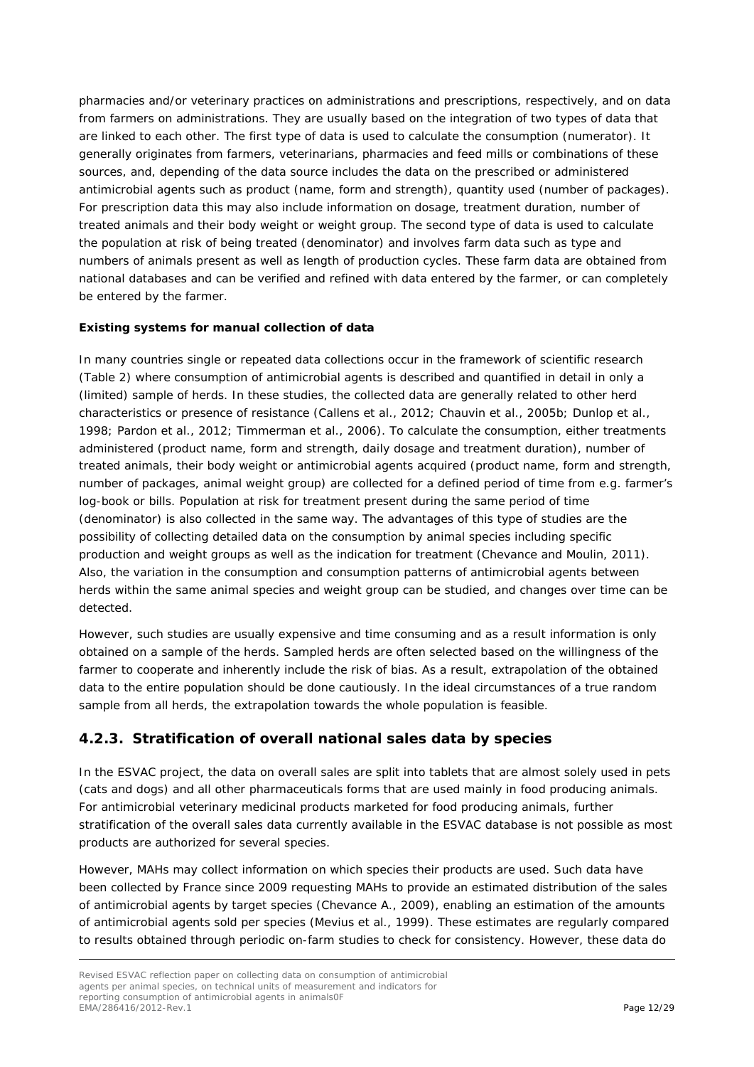pharmacies and/or veterinary practices on administrations and prescriptions, respectively, and on data from farmers on administrations. They are usually based on the integration of two types of data that are linked to each other. The first type of data is used to calculate the consumption (numerator). It generally originates from farmers, veterinarians, pharmacies and feed mills or combinations of these sources, and, depending of the data source includes the data on the prescribed or administered antimicrobial agents such as product (name, form and strength), quantity used (number of packages). For prescription data this may also include information on dosage, treatment duration, number of treated animals and their body weight or weight group. The second type of data is used to calculate the population at risk of being treated (denominator) and involves farm data such as type and numbers of animals present as well as length of production cycles. These farm data are obtained from national databases and can be verified and refined with data entered by the farmer, or can completely be entered by the farmer.

**Existing systems for manual collection of data**

In many countries single or repeated data collections occur in the framework of scientific research (Table 2) where consumption of antimicrobial agents is described and quantified in detail in only a (limited) sample of herds. In these studies, the collected data are generally related to other herd characteristics or presence of resistance (Callens et al., 2012; Chauvin et al., 2005b; Dunlop et al., 1998; Pardon et al., 2012; Timmerman et al., 2006). To calculate the consumption, either treatments administered (product name, form and strength, daily dosage and treatment duration), number of treated animals, their body weight or antimicrobial agents acquired (product name, form and strength, number of packages, animal weight group) are collected for a defined period of time from e.g. farmer's log-book or bills. Population at risk for treatment present during the same period of time (denominator) is also collected in the same way. The advantages of this type of studies are the possibility of collecting detailed data on the consumption by animal species including specific production and weight groups as well as the indication for treatment (Chevance and Moulin, 2011). Also, the variation in the consumption and consumption patterns of antimicrobial agents between herds within the same animal species and weight group can be studied, and changes over time can be detected.

However, such studies are usually expensive and time consuming and as a result information is only obtained on a sample of the herds. Sampled herds are often selected based on the willingness of the farmer to cooperate and inherently include the risk of bias. As a result, extrapolation of the obtained data to the entire population should be done cautiously. In the ideal circumstances of a true random sample from all herds, the extrapolation towards the whole population is feasible.

## 4.2.3. Stratification of overall national sales data by species

In the ESVAC project, the data on overall sales are split into tablets that are almost solely used in pets (cats and dogs) and all other pharmaceuticals forms that are used mainly in food producing animals. For antimicrobial veterinary medicinal products marketed for food producing animals, further stratification of the overall sales data currently available in the ESVAC database is not possible as most products are authorized for several species.

However, MAHs may collect information on which species their products are used. Such data have been collected by France since 2009 requesting MAHs to provide an estimated distribution of the sales of antimicrobial agents by target species (Chevance A., 2009), enabling an estimation of the amounts of antimicrobial agents sold per species (Mevius et al., 1999). These estimates are regularly compared to results obtained through periodic on-farm studies to check for consistency. However, these data do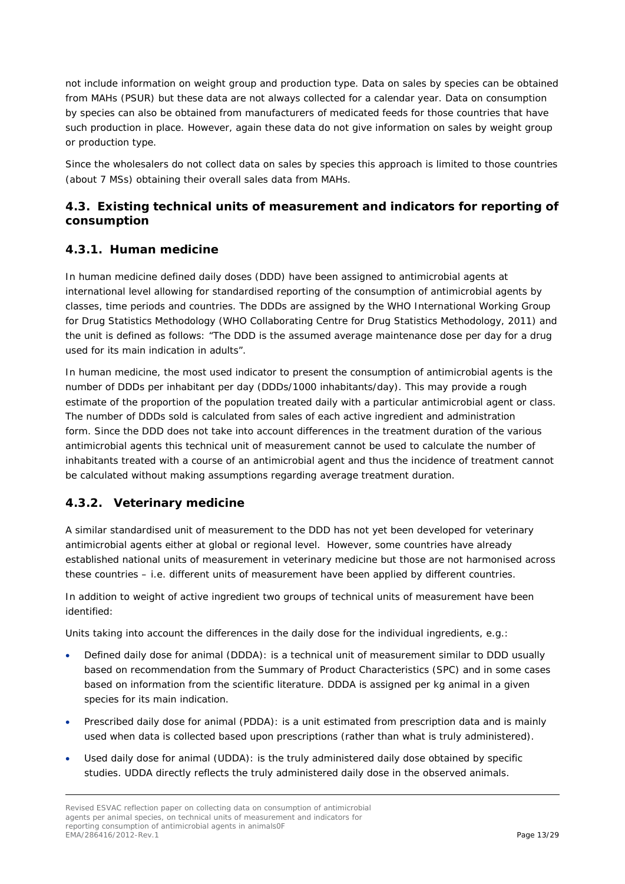not include information on weight group and production type. Data on sales by species can be obtained from MAHs (PSUR) but these data are not always collected for a calendar year. Data on consumption by species can also be obtained from manufacturers of medicated feeds for those countries that have such production in place. However, again these data do not give information on sales by weight group or production type.

Since the wholesalers do not collect data on sales by species this approach is limited to those countries (about 7 MSs) obtaining their overall sales data from MAHs.

## 4.3. Existing technical units of measurement and indicators for reporting of consumption

### 4.3.1. Human medicine

In human medicine defined daily doses (DDD) have been assigned to antimicrobial agents at international level allowing for standardised reporting of the consumption of antimicrobial agents by classes, time periods and countries. The DDDs are assigned by the WHO International Working Group for Drug Statistics Methodology (WHO Collaborating Centre for Drug Statistics Methodology, 2011) and the unit is defined as follows: "The DDD is the assumed average maintenance dose per day for a drug used for its main indication in adults".

In human medicine, the most used indicator to present the consumption of antimicrobial agents is the number of DDDs per inhabitant per day (DDDs/1000 inhabitants/day). This may provide a rough estimate of the proportion of the population treated daily with a particular antimicrobial agent or class. The number of DDDs sold is calculated from sales of each active ingredient and administration form. Since the DDD does not take into account differences in the treatment duration of the various antimicrobial agents this technical unit of measurement cannot be used to calculate the number of inhabitants treated with a course of an antimicrobial agent and thus the incidence of treatment cannot be calculated without making assumptions regarding average treatment duration.

### 4.3.2. Veterinary medicine

A similar standardised unit of measurement to the DDD has not yet been developed for veterinary antimicrobial agents either at global or regional level. However, some countries have already established national units of measurement in veterinary medicine but those are not harmonised across these countries – i.e. different units of measurement have been applied by different countries.

In addition to weight of active ingredient two groups of technical units of measurement have been identified:

Units taking into account the differences in the daily dose for the individual ingredients, e.g.:

- Defined daily dose for animal (DDDA): is a technical unit of measurement similar to DDD usually based on recommendation from the Summary of Product Characteristics (SPC) and in some cases based on information from the scientific literature. DDDA is assigned per kg animal in a given species for its main indication.
- Prescribed daily dose for animal (PDDA): is a unit estimated from prescription data and is mainly used when data is collected based upon prescriptions (rather than what is truly administered).
- Used daily dose for animal (UDDA): is the truly administered daily dose obtained by specific studies. UDDA directly reflects the truly administered daily dose in the observed animals.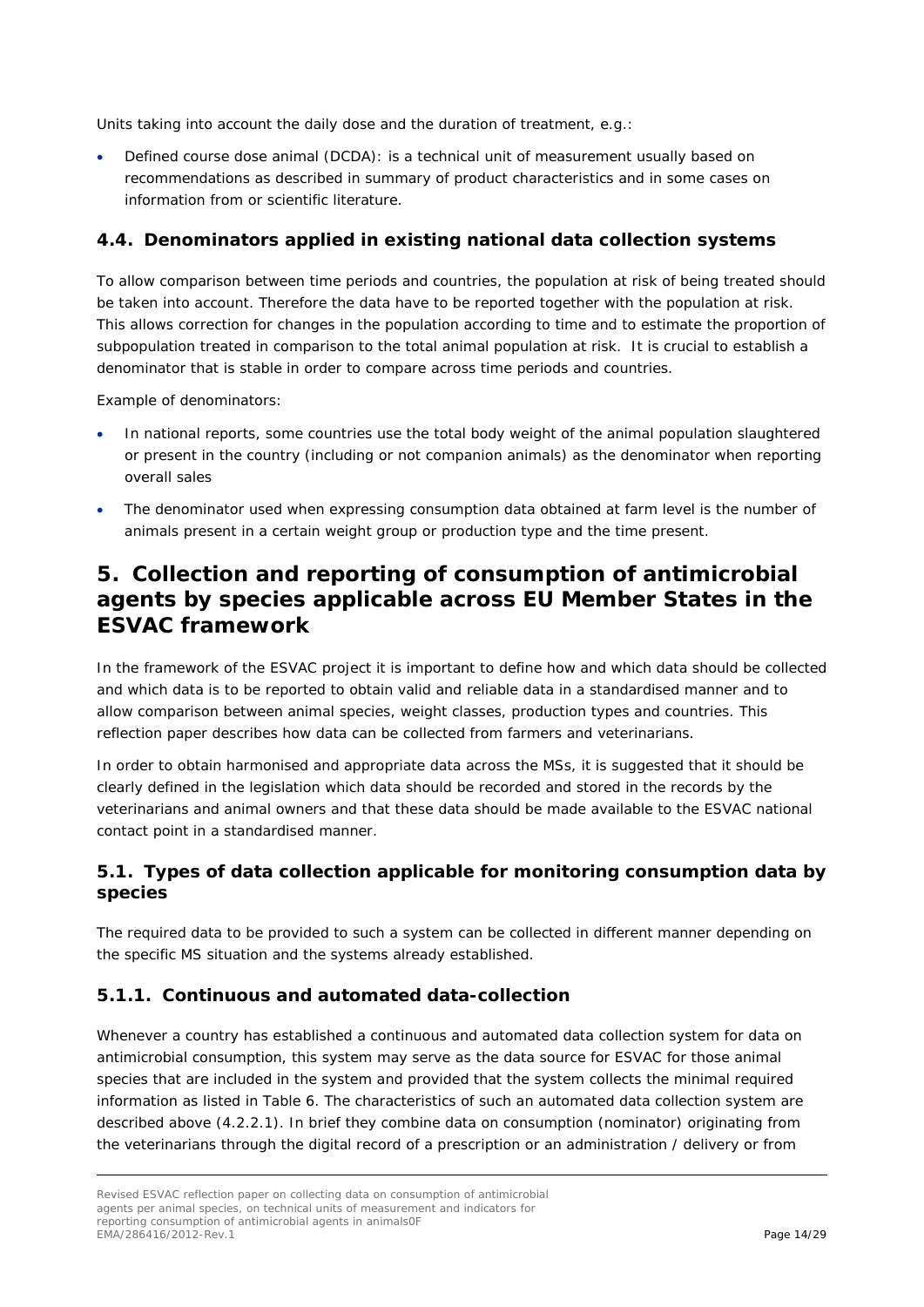Units taking into account the daily dose and the duration of treatment, e.g.:

- Defined course dose animal (DCDA): is a technical unit of measurement usually based on recommendations as described in summary of product characteristics and in some cases on information from or scientific literature.

## 4.4. Denominators applied in existing national data collection systems

To allow comparison between time periods and countries, the population at risk of being treated should be taken into account. Therefore the data have to be reported together with the population at risk. This allows correction for changes in the population according to time and to estimate the proportion of subpopulation treated in comparison to the total animal population at risk. It is crucial to establish a denominator that is stable in order to compare across time periods and countries.

Example of denominators:

- In national reports, some countries use the total body weight of the animal population slaughtered or present in the country (including or not companion animals) as the denominator when reporting overall sales
- The denominator used when expressing consumption data obtained at farm level is the number of animals present in a certain weight group or production type and the time present.

# 5. Collection and reporting of consumption of antimicrobial agents by species applicable across EU Member States in the ESVAC framework

In the framework of the ESVAC project it is important to define how and which data should be collected and which data is to be reported to obtain valid and reliable data in a standardised manner and to allow comparison between animal species, weight classes, production types and countries. This reflection paper describes how data can be collected from farmers and veterinarians.

In order to obtain harmonised and appropriate data across the MSs, it is suggested that it should be clearly defined in the legislation which data should be recorded and stored in the records by the veterinarians and animal owners and that these data should be made available to the ESVAC national contact point in a standardised manner.

## 5.1. Types of data collection applicable for monitoring consumption data by species

The required data to be provided to such a system can be collected in different manner depending on the specific MS situation and the systems already established.

### 5.1.1. Continuous and automated data-collection

Whenever a country has established a continuous and automated data collection system for data on antimicrobial consumption, this system may serve as the data source for ESVAC for those animal species that are included in the system and provided that the system collects the minimal required information as listed in Table 6. The characteristics of such an automated data collection system are described above (4.2.2.1). In brief they combine data on consumption (nominator) originating from the veterinarians through the digital record of a prescription or an administration / delivery or from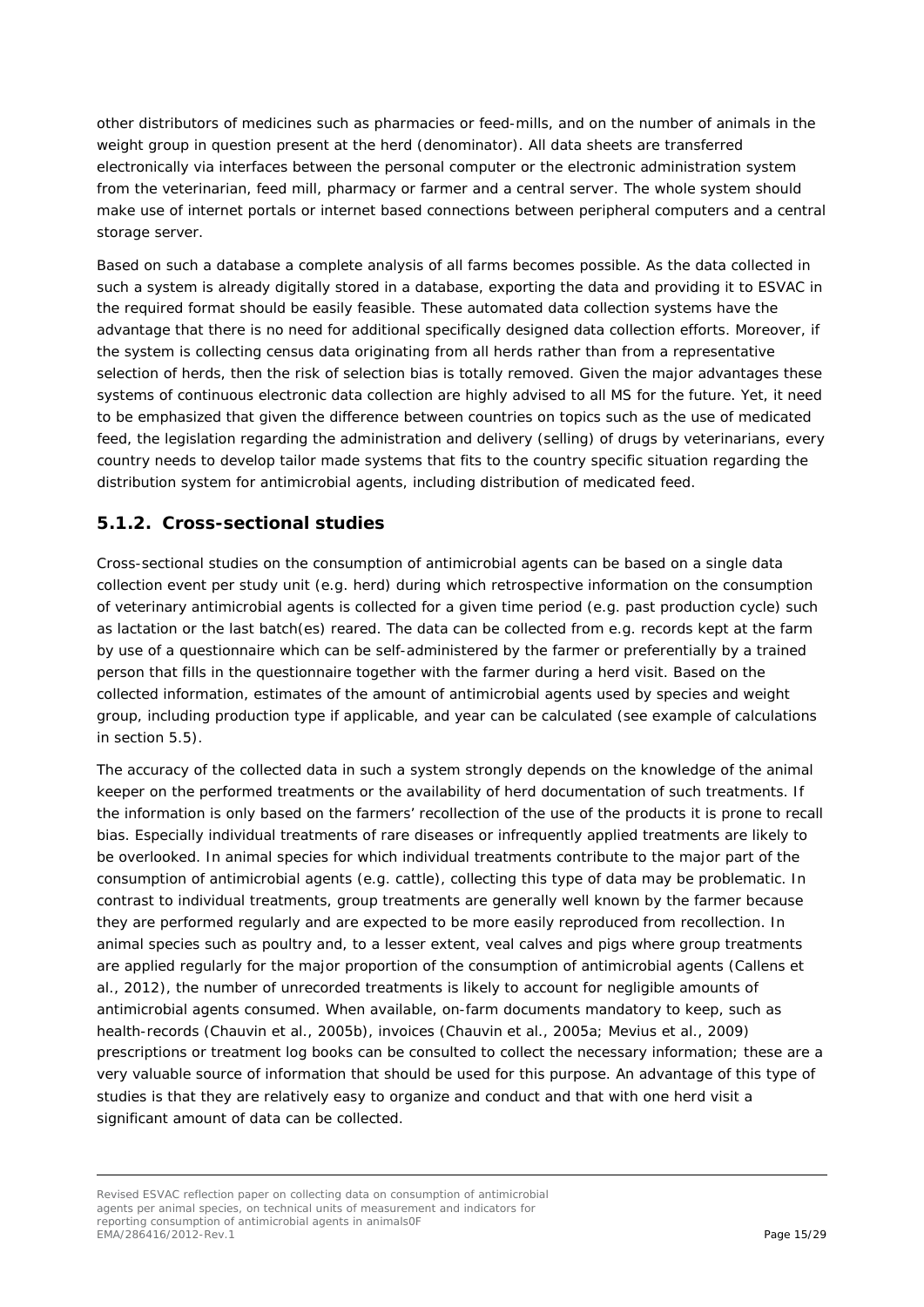other distributors of medicines such as pharmacies or feed-mills, and on the number of animals in the weight group in question present at the herd (denominator). All data sheets are transferred electronically via interfaces between the personal computer or the electronic administration system from the veterinarian, feed mill, pharmacy or farmer and a central server. The whole system should make use of internet portals or internet based connections between peripheral computers and a central storage server.

Based on such a database a complete analysis of all farms becomes possible. As the data collected in such a system is already digitally stored in a database, exporting the data and providing it to ESVAC in the required format should be easily feasible. These automated data collection systems have the advantage that there is no need for additional specifically designed data collection efforts. Moreover, if the system is collecting census data originating from all herds rather than from a representative selection of herds, then the risk of selection bias is totally removed. Given the major advantages these systems of continuous electronic data collection are highly advised to all MS for the future. Yet, it need to be emphasized that given the difference between countries on topics such as the use of medicated feed, the legislation regarding the administration and delivery (selling) of drugs by veterinarians, every country needs to develop tailor made systems that fits to the country specific situation regarding the distribution system for antimicrobial agents, including distribution of medicated feed.

### 5.1.2. Cross-sectional studies

Cross-sectional studies on the consumption of antimicrobial agents can be based on a single data collection event per study unit (e.g. herd) during which retrospective information on the consumption of veterinary antimicrobial agents is collected for a given time period (e.g. past production cycle) such as lactation or the last batch(es) reared. The data can be collected from e.g. records kept at the farm by use of a questionnaire which can be self-administered by the farmer or preferentially by a trained person that fills in the questionnaire together with the farmer during a herd visit. Based on the collected information, estimates of the amount of antimicrobial agents used by species and weight group, including production type if applicable, and year can be calculated (see example of calculations in section 5.5).

The accuracy of the collected data in such a system strongly depends on the knowledge of the animal keeper on the performed treatments or the availability of herd documentation of such treatments. If the information is only based on the farmers' recollection of the use of the products it is prone to recall bias. Especially individual treatments of rare diseases or infrequently applied treatments are likely to be overlooked. In animal species for which individual treatments contribute to the major part of the consumption of antimicrobial agents (e.g. cattle), collecting this type of data may be problematic. In contrast to individual treatments, group treatments are generally well known by the farmer because they are performed regularly and are expected to be more easily reproduced from recollection. In animal species such as poultry and, to a lesser extent, veal calves and pigs where group treatments are applied regularly for the major proportion of the consumption of antimicrobial agents (Callens et al., 2012), the number of unrecorded treatments is likely to account for negligible amounts of antimicrobial agents consumed. When available, on-farm documents mandatory to keep, such as health-records (Chauvin et al., 2005b), invoices (Chauvin et al., 2005a; Mevius et al., 2009) prescriptions or treatment log books can be consulted to collect the necessary information; these are a very valuable source of information that should be used for this purpose. An advantage of this type of studies is that they are relatively easy to organize and conduct and that with one herd visit a significant amount of data can be collected.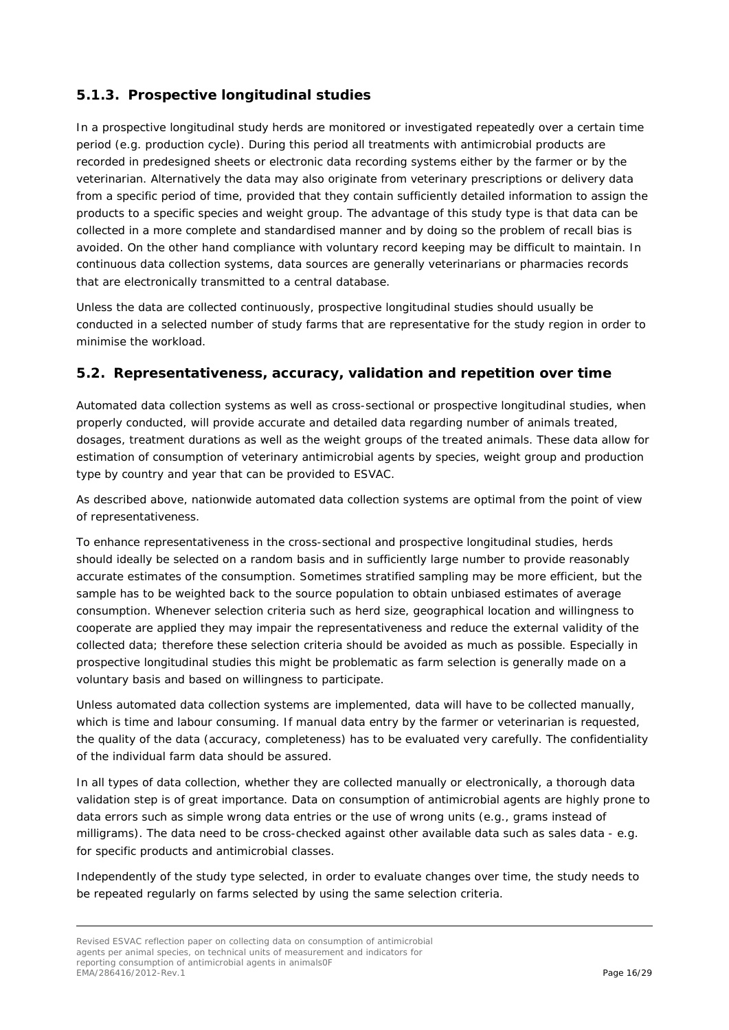### 5.1.3. Prospective longitudinal studies

In a prospective longitudinal study herds are monitored or investigated repeatedly over a certain time period (e.g. production cycle). During this period all treatments with antimicrobial products are recorded in predesigned sheets or electronic data recording systems either by the farmer or by the veterinarian. Alternatively the data may also originate from veterinary prescriptions or delivery data from a specific period of time, provided that they contain sufficiently detailed information to assign the products to a specific species and weight group. The advantage of this study type is that data can be collected in a more complete and standardised manner and by doing so the problem of recall bias is avoided. On the other hand compliance with voluntary record keeping may be difficult to maintain. In continuous data collection systems, data sources are generally veterinarians or pharmacies records that are electronically transmitted to a central database.

Unless the data are collected continuously, prospective longitudinal studies should usually be conducted in a selected number of study farms that are representative for the study region in order to minimise the workload.

## 5.2. Representativeness, accuracy, validation and repetition over time

Automated data collection systems as well as cross-sectional or prospective longitudinal studies, when properly conducted, will provide accurate and detailed data regarding number of animals treated, dosages, treatment durations as well as the weight groups of the treated animals. These data allow for estimation of consumption of veterinary antimicrobial agents by species, weight group and production type by country and year that can be provided to ESVAC.

As described above, nationwide automated data collection systems are optimal from the point of view of representativeness.

To enhance representativeness in the cross-sectional and prospective longitudinal studies, herds should ideally be selected on a random basis and in sufficiently large number to provide reasonably accurate estimates of the consumption. Sometimes stratified sampling may be more efficient, but the sample has to be weighted back to the source population to obtain unbiased estimates of average consumption. Whenever selection criteria such as herd size, geographical location and willingness to cooperate are applied they may impair the representativeness and reduce the external validity of the collected data; therefore these selection criteria should be avoided as much as possible. Especially in prospective longitudinal studies this might be problematic as farm selection is generally made on a voluntary basis and based on willingness to participate.

Unless automated data collection systems are implemented, data will have to be collected manually, which is time and labour consuming. If manual data entry by the farmer or veterinarian is requested, the quality of the data (accuracy, completeness) has to be evaluated very carefully. The confidentiality of the individual farm data should be assured.

In all types of data collection, whether they are collected manually or electronically, a thorough data validation step is of great importance. Data on consumption of antimicrobial agents are highly prone to data errors such as simple wrong data entries or the use of wrong units (e.g., grams instead of milligrams). The data need to be cross-checked against other available data such as sales data - e.g. for specific products and antimicrobial classes.

Independently of the study type selected, in order to evaluate changes over time, the study needs to be repeated regularly on farms selected by using the same selection criteria.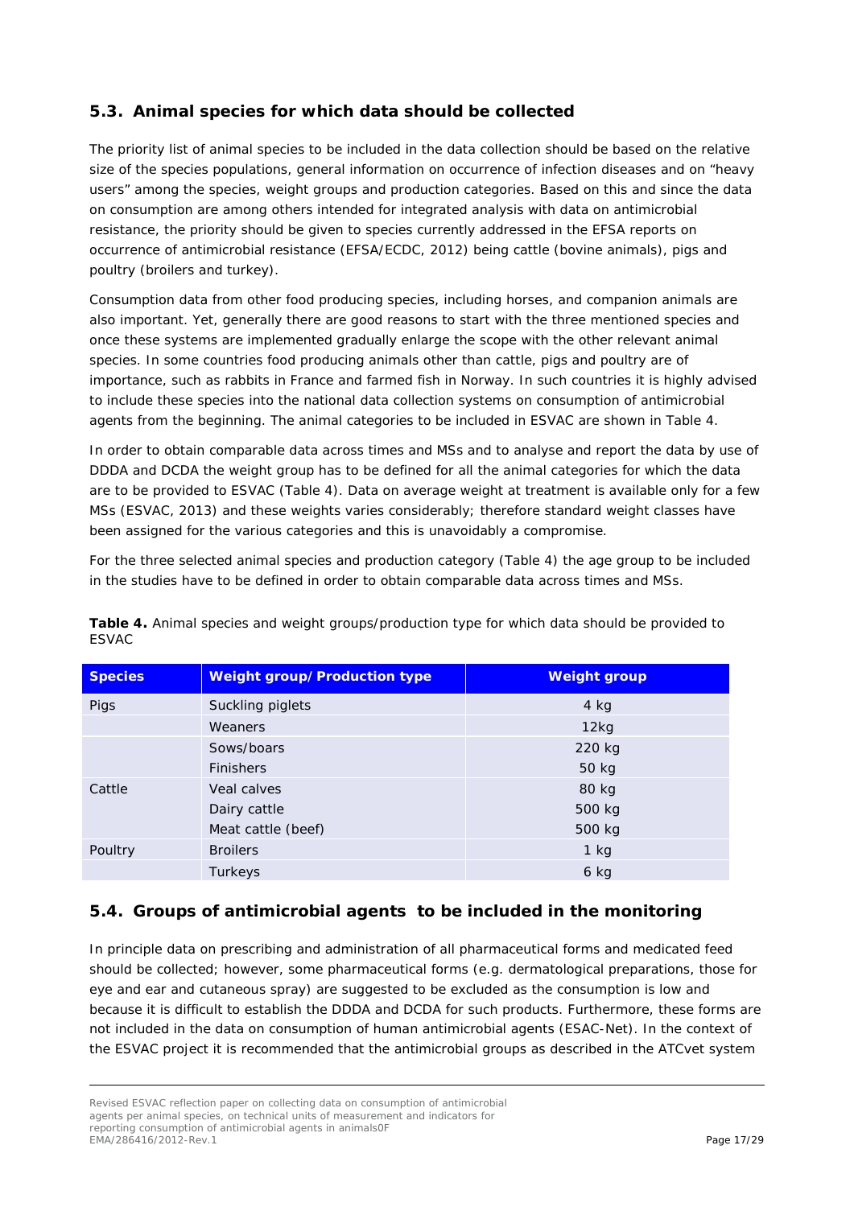## 5.3. Animal species for which data should be collected

The priority list of animal species to be included in the data collection should be based on the relative size of the species populations, general information on occurrence of infection diseases and on "heavy users" among the species, weight groups and production categories. Based on this and since the data on consumption are among others intended for integrated analysis with data on antimicrobial resistance, the priority should be given to species currently addressed in the EFSA reports on occurrence of antimicrobial resistance (EFSA/ECDC, 2012) being cattle (bovine animals), pigs and poultry (broilers and turkey).

Consumption data from other food producing species, including horses, and companion animals are also important. Yet, generally there are good reasons to start with the three mentioned species and once these systems are implemented gradually enlarge the scope with the other relevant animal species. In some countries food producing animals other than cattle, pigs and poultry are of importance, such as rabbits in France and farmed fish in Norway. In such countries it is highly advised to include these species into the national data collection systems on consumption of antimicrobial agents from the beginning. The animal categories to be included in ESVAC are shown in Table 4.

In order to obtain comparable data across times and MSs and to analyse and report the data by use of DDDA and DCDA the weight group has to be defined for all the animal categories for which the data are to be provided to ESVAC (Table 4). Data on average weight at treatment is available only for a few MSs (ESVAC, 2013) and these weights varies considerably; therefore standard weight classes have been assigned for the various categories and this is unavoidably a compromise.

For the three selected animal species and production category (Table 4) the age group to be included in the studies have to be defined in order to obtain comparable data across times and MSs.

**Table 4.** Animal species and weight groups/production type for which data should be provided to ESVAC

| Species | Weight group/Production type | Weight group |
|---|---|---|
| Pigs | Suckling piglets | 4 kg |
| | Weaners | 12kg |
| | Sows/boars | 220 kg |
| | Finishers | 50 kg |
| Cattle | Veal calves | 80 kg |
| | Dairy cattle | 500 kg |
| | Meat cattle (beef) | 500 kg |
| Poultry | Broilers | 1 kg |
| | Turkeys | 6 kg |

## 5.4. Groups of antimicrobial agents to be included in the monitoring

In principle data on prescribing and administration of all pharmaceutical forms and medicated feed should be collected; however, some pharmaceutical forms (e.g. dermatological preparations, those for eye and ear and cutaneous spray) are suggested to be excluded as the consumption is low and because it is difficult to establish the DDDA and DCDA for such products. Furthermore, these forms are not included in the data on consumption of human antimicrobial agents (ESAC-Net). In the context of the ESVAC project it is recommended that the antimicrobial groups as described in the ATCvet system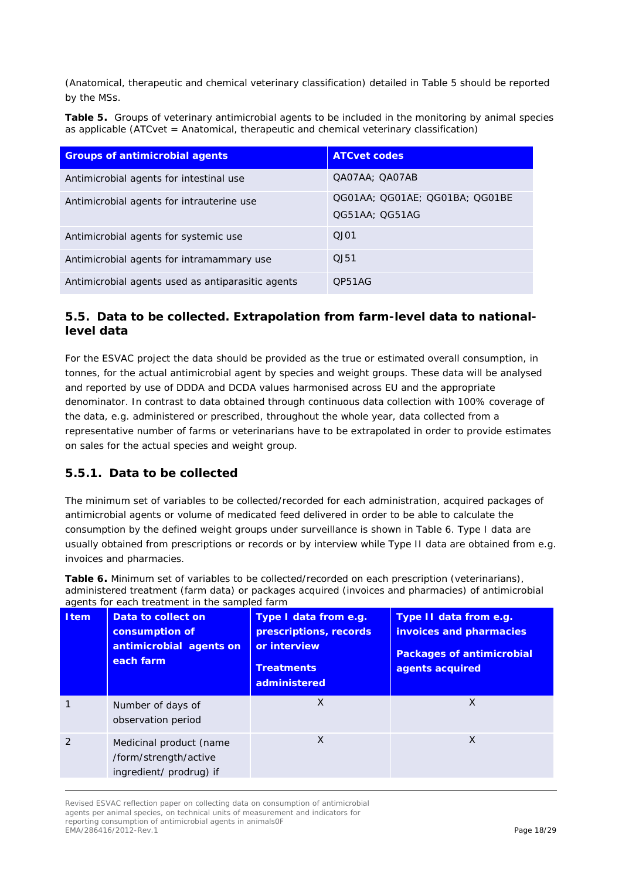(Anatomical, therapeutic and chemical veterinary classification) detailed in Table 5 should be reported by the MSs.

**Table 5.** Groups of veterinary antimicrobial agents to be included in the monitoring by animal species as applicable (ATCvet = Anatomical, therapeutic and chemical veterinary classification)

| Groups of antimicrobial agents | ATCvet codes |
|---|---|
| Antimicrobial agents for intestinal use | QA07AA; QA07AB |
| Antimicrobial agents for intrauterine use | QG01AA; QG01AE; QG01BA; QG01BE QG51AA; QG51AG |
| Antimicrobial agents for systemic use | QJ01 |
| Antimicrobial agents for intramammary use | QJ51 |
| Antimicrobial agents used as antiparasitic agents | QP51AG |

## 5.5. Data to be collected. Extrapolation from farm-level data to national-level data

For the ESVAC project the data should be provided as the true or estimated overall consumption, in tonnes, for the actual antimicrobial agent by species and weight groups. These data will be analysed and reported by use of DDDA and DCDA values harmonised across EU and the appropriate denominator. In contrast to data obtained through continuous data collection with 100% coverage of the data, e.g. administered or prescribed, throughout the whole year, data collected from a representative number of farms or veterinarians have to be extrapolated in order to provide estimates on sales for the actual species and weight group.

### 5.5.1. Data to be collected

The minimum set of variables to be collected/recorded for each administration, acquired packages of antimicrobial agents or volume of medicated feed delivered in order to be able to calculate the consumption by the defined weight groups under surveillance is shown in Table 6. Type I data are usually obtained from prescriptions or records or by interview while Type II data are obtained from e.g. invoices and pharmacies.

**Table 6.** Minimum set of variables to be collected/recorded on each prescription (veterinarians), administered treatment (farm data) or packages acquired (invoices and pharmacies) of antimicrobial agents for each treatment in the sampled farm

| Item | Data to collect on consumption of antimicrobial agents on each farm | Type I data from e.g. prescriptions, records or interview<br><br>Treatments administered | Type II data from e.g. invoices and pharmacies<br><br>Packages of antimicrobial agents acquired |
|---|---|---|---|
| 1 | Number of days of observation period | X | X |
| 2 | Medicinal product (name /form/strength/active ingredient/ prodrug) if | X | X |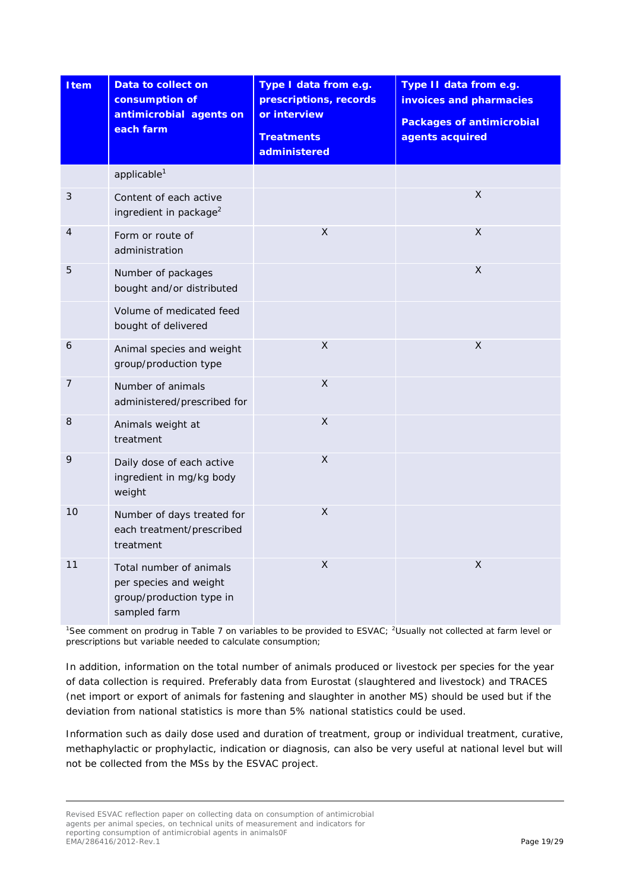| Item | Data to collect on consumption of antimicrobial agents on each farm | Type I data from e.g. prescriptions, records or interview<br><br>Treatments administered | Type II data from e.g. invoices and pharmacies<br><br>Packages of antimicrobial agents acquired |
|---|---|---|---|
| | applicable[1] | | |
| 3 | Content of each active ingredient in package[2] | | X |
| 4 | Form or route of administration | X | X |
| 5 | Number of packages bought and/or distributed | | X |
| | Volume of medicated feed bought of delivered | | |
| 6 | Animal species and weight group/production type | X | X |
| 7 | Number of animals administered/prescribed for | X | |
| 8 | Animals weight at treatment | X | |
| 9 | Daily dose of each active ingredient in mg/kg body weight | X | |
| 10 | Number of days treated for each treatment/prescribed treatment | X | |
| 11 | Total number of animals per species and weight group/production type in sampled farm | X | X |

[1]See comment on prodrug in Table 7 on variables to be provided to ESVAC; [2]Usually not collected at farm level or prescriptions but variable needed to calculate consumption;

In addition, information on the total number of animals produced or livestock per species for the year of data collection is required. Preferably data from Eurostat (slaughtered and livestock) and TRACES (net import or export of animals for fastening and slaughter in another MS) should be used but if the deviation from national statistics is more than 5% national statistics could be used.

Information such as daily dose used and duration of treatment, group or individual treatment, curative, methaphylactic or prophylactic, indication or diagnosis, can also be very useful at national level but will not be collected from the MSs by the ESVAC project.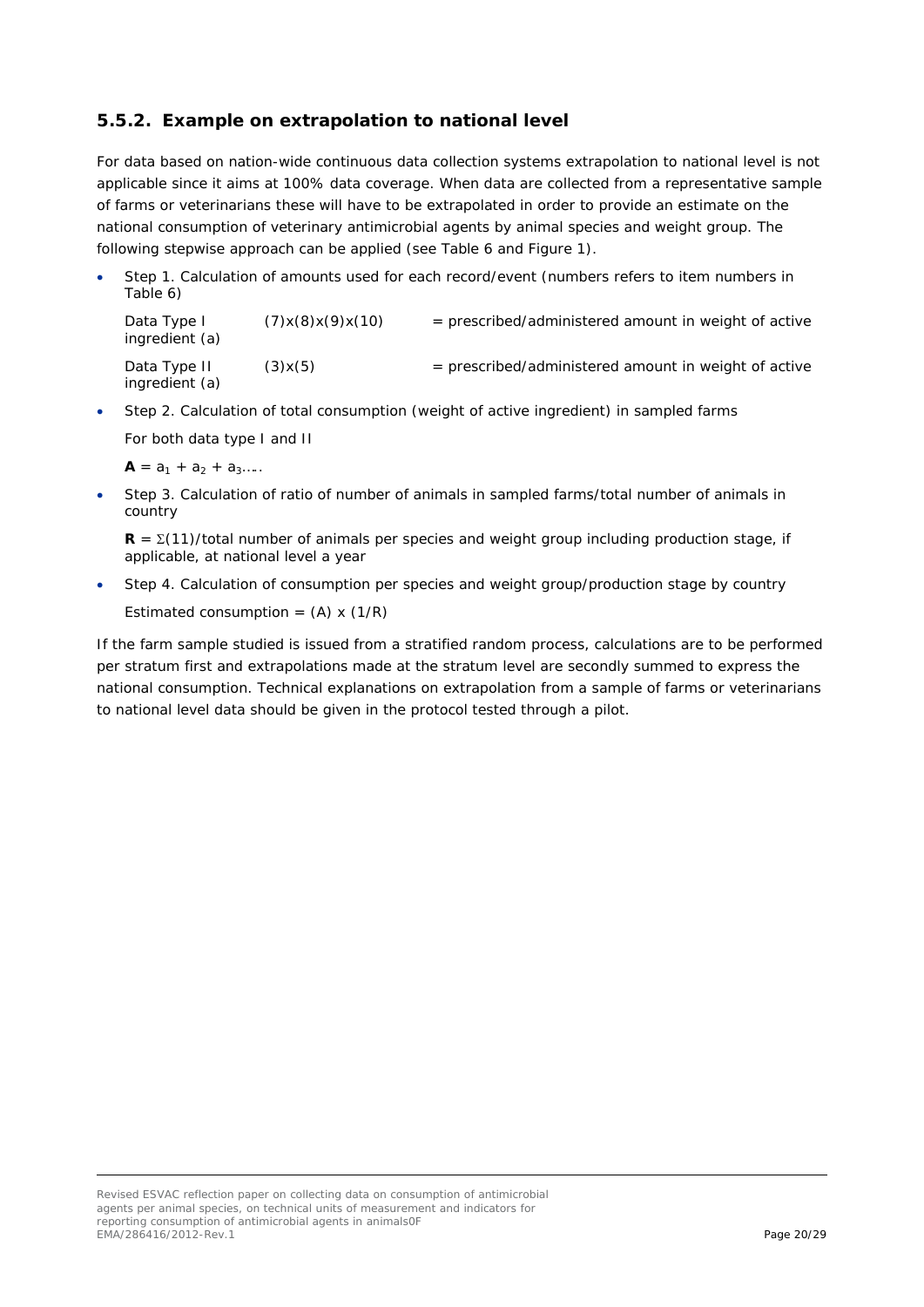### 5.5.2. Example on extrapolation to national level

For data based on nation-wide continuous data collection systems extrapolation to national level is not applicable since it aims at 100% data coverage. When data are collected from a representative sample of farms or veterinarians these will have to be extrapolated in order to provide an estimate on the national consumption of veterinary antimicrobial agents by animal species and weight group. The following stepwise approach can be applied (see Table 6 and Figure 1).

- Step 1. Calculation of amounts used for each record/event (numbers refers to item numbers in Table 6)

  Data Type I (7)x(8)x(9)x(10) = prescribed/administered amount in weight of active ingredient (a)

  Data Type II (3)x(5) = prescribed/administered amount in weight of active ingredient (a)

- Step 2. Calculation of total consumption (weight of active ingredient) in sampled farms

  For both data type I and II

  $\mathbf{A} = a_1 + a_2 + a_3\ldots.$

- Step 3. Calculation of ratio of number of animals in sampled farms/total number of animals in country

  $\mathbf{R} = \Sigma(11)$/total number of animals per species and weight group including production stage, if applicable, at national level a year

- Step 4. Calculation of consumption per species and weight group/production stage by country

  Estimated consumption = (A) x (1/R)

If the farm sample studied is issued from a stratified random process, calculations are to be performed per stratum first and extrapolations made at the stratum level are secondly summed to express the national consumption. Technical explanations on extrapolation from a sample of farms or veterinarians to national level data should be given in the protocol tested through a pilot.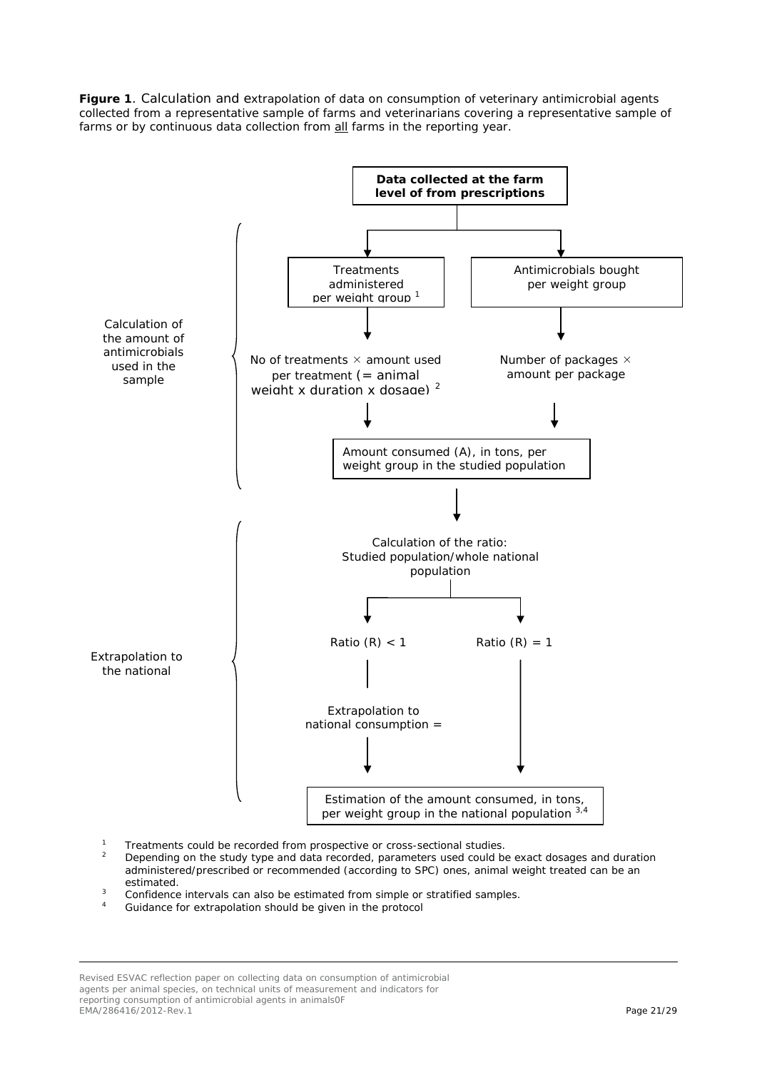**Figure 1**. Calculation and extrapolation of data on consumption of veterinary antimicrobial agents collected from a representative sample of farms and veterinarians covering a representative sample of farms or by continuous data collection from all farms in the reporting year.

Calculation of the amount of antimicrobials used in the sample

**Data collected at the farm level of from prescriptions**

Treatments administered per weight group [1]

Antimicrobials bought per weight group

No of treatments × amount used per treatment (= animal weight x duration x dosage) [2]

Number of packages × amount per package

Amount consumed (A), in tons, per weight group in the studied population

Extrapolation to the national

Calculation of the ratio: Studied population/whole national population

Ratio (R) < 1

Ratio (R) = 1

Extrapolation to national consumption =

Estimation of the amount consumed, in tons, per weight group in the national population [3,4]

[1] Treatments could be recorded from prospective or cross-sectional studies.

[2] Depending on the study type and data recorded, parameters used could be exact dosages and duration administered/prescribed or recommended (according to SPC) ones, animal weight treated can be an estimated.

[3] Confidence intervals can also be estimated from simple or stratified samples.

[4] Guidance for extrapolation should be given in the protocol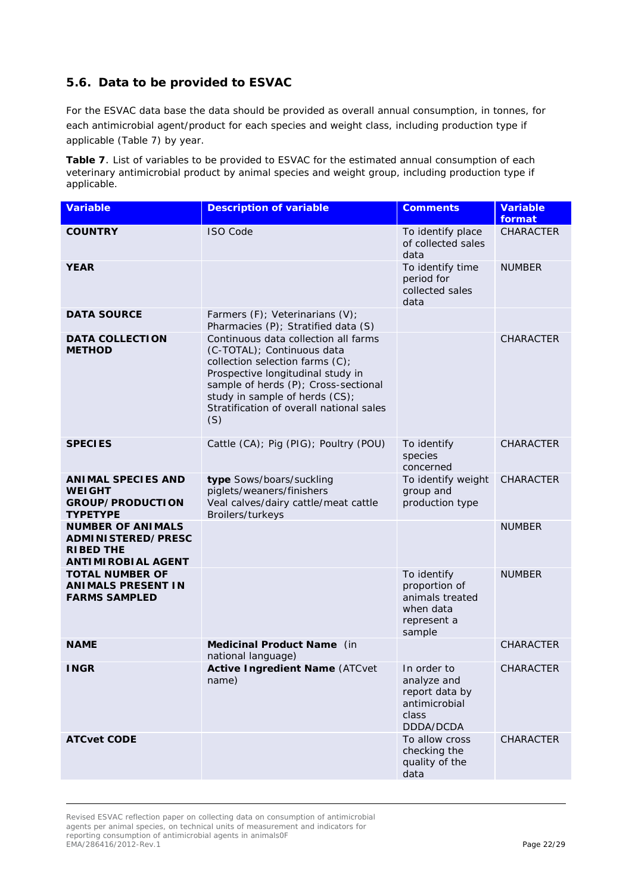## 5.6. Data to be provided to ESVAC

For the ESVAC data base the data should be provided as overall annual consumption, in tonnes, for each antimicrobial agent/product for each species and weight class, including production type if applicable (Table 7) by year.

**Table 7**. List of variables to be provided to ESVAC for the estimated annual consumption of each veterinary antimicrobial product by animal species and weight group, including production type if applicable.

| Variable | Description of variable | Comments | Variable format |
|---|---|---|---|
| **COUNTRY** | ISO Code | To identify place of collected sales data | CHARACTER |
| **YEAR** | | To identify time period for collected sales data | NUMBER |
| **DATA SOURCE** | Farmers (F); Veterinarians (V); Pharmacies (P); Stratified data (S) | | |
| **DATA COLLECTION METHOD** | Continuous data collection all farms (C-TOTAL); Continuous data collection selection farms (C); Prospective longitudinal study in sample of herds (P); Cross-sectional study in sample of herds (CS); Stratification of overall national sales (S) | | CHARACTER |
| **SPECIES** | Cattle (CA); Pig (PIG); Poultry (POU) | To identify species concerned | CHARACTER |
| **ANIMAL SPECIES AND WEIGHT GROUP/PRODUCTION TYPETYPE** | **type** Sows/boars/suckling piglets/weaners/finishers Veal calves/dairy cattle/meat cattle Broilers/turkeys | To identify weight group and production type | CHARACTER |
| **NUMBER OF ANIMALS ADMINISTERED/PRESCRIBED THE ANTIMIROBIAL AGENT** | | | NUMBER |
| **TOTAL NUMBER OF ANIMALS PRESENT IN FARMS SAMPLED** | | To identify proportion of animals treated when data represent a sample | NUMBER |
| **NAME** | **Medicinal Product Name** (in national language) | | CHARACTER |
| **INGR** | **Active Ingredient Name** (ATCvet name) | In order to analyze and report data by antimicrobial class DDDA/DCDA | CHARACTER |
| **ATCvet CODE** | | To allow cross checking the quality of the data | CHARACTER |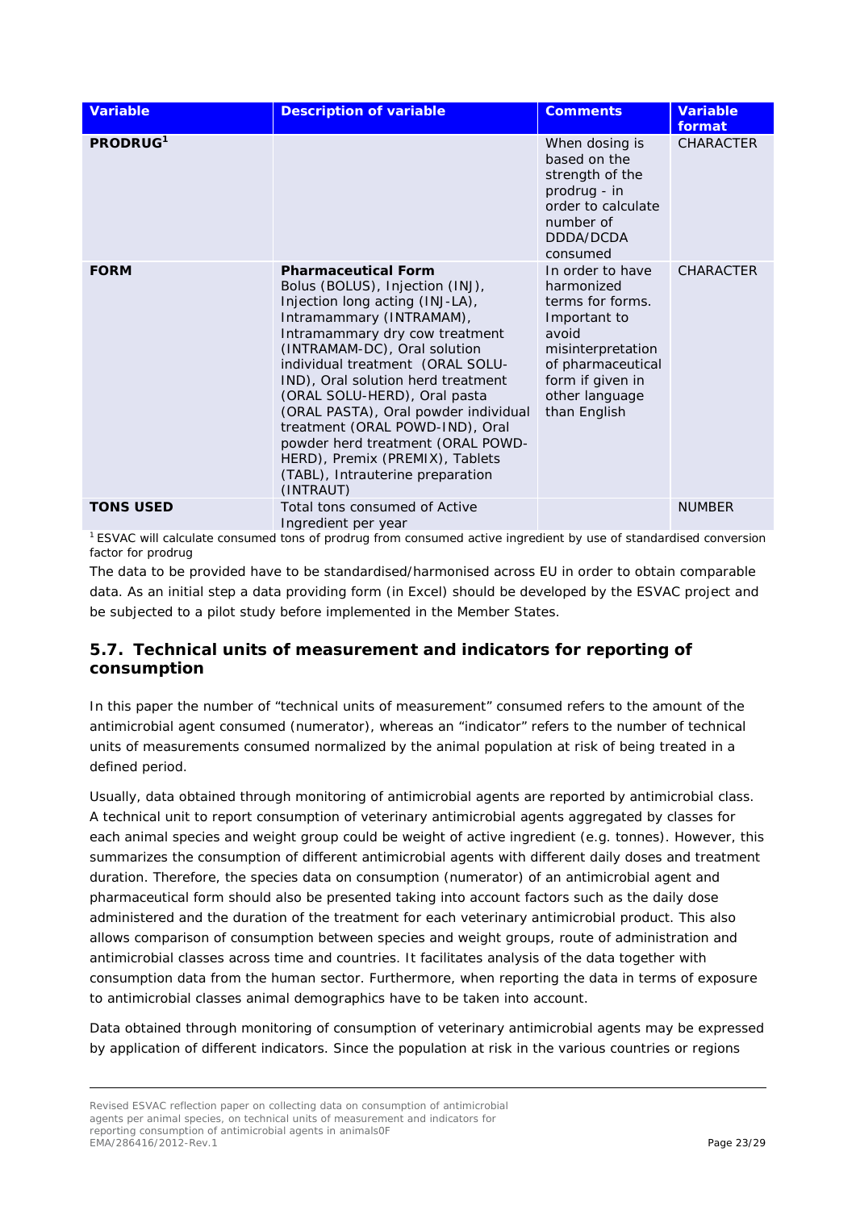| Variable | Description of variable | Comments | Variable format |
|---|---|---|---|
| **PRODRUG**[1] | | When dosing is based on the strength of the prodrug - in order to calculate number of DDDA/DCDA consumed | CHARACTER |
| **FORM** | **Pharmaceutical Form** Bolus (BOLUS), Injection (INJ), Injection long acting (INJ-LA), Intramammary (INTRAMAM), Intramammary dry cow treatment (INTRAMAM-DC), Oral solution individual treatment (ORAL SOLU-IND), Oral solution herd treatment (ORAL SOLU-HERD), Oral pasta (ORAL PASTA), Oral powder individual treatment (ORAL POWD-IND), Oral powder herd treatment (ORAL POWD-HERD), Premix (PREMIX), Tablets (TABL), Intrauterine preparation (INTRAUT) | In order to have harmonized terms for forms. Important to avoid misinterpretation of pharmaceutical form if given in other language than English | CHARACTER |
| **TONS USED** | Total tons consumed of Active Ingredient per year | | NUMBER |

[1] ESVAC will calculate consumed tons of prodrug from consumed active ingredient by use of standardised conversion factor for prodrug

The data to be provided have to be standardised/harmonised across EU in order to obtain comparable data. As an initial step a data providing form (in Excel) should be developed by the ESVAC project and be subjected to a pilot study before implemented in the Member States.

## 5.7. Technical units of measurement and indicators for reporting of consumption

In this paper the number of "technical units of measurement" consumed refers to the amount of the antimicrobial agent consumed (numerator), whereas an "indicator" refers to the number of technical units of measurements consumed normalized by the animal population at risk of being treated in a defined period.

Usually, data obtained through monitoring of antimicrobial agents are reported by antimicrobial class. A technical unit to report consumption of veterinary antimicrobial agents aggregated by classes for each animal species and weight group could be weight of active ingredient (e.g. tonnes). However, this summarizes the consumption of different antimicrobial agents with different daily doses and treatment duration. Therefore, the species data on consumption (numerator) of an antimicrobial agent and pharmaceutical form should also be presented taking into account factors such as the daily dose administered and the duration of the treatment for each veterinary antimicrobial product. This also allows comparison of consumption between species and weight groups, route of administration and antimicrobial classes across time and countries. It facilitates analysis of the data together with consumption data from the human sector. Furthermore, when reporting the data in terms of exposure to antimicrobial classes animal demographics have to be taken into account.

Data obtained through monitoring of consumption of veterinary antimicrobial agents may be expressed by application of different indicators. Since the population at risk in the various countries or regions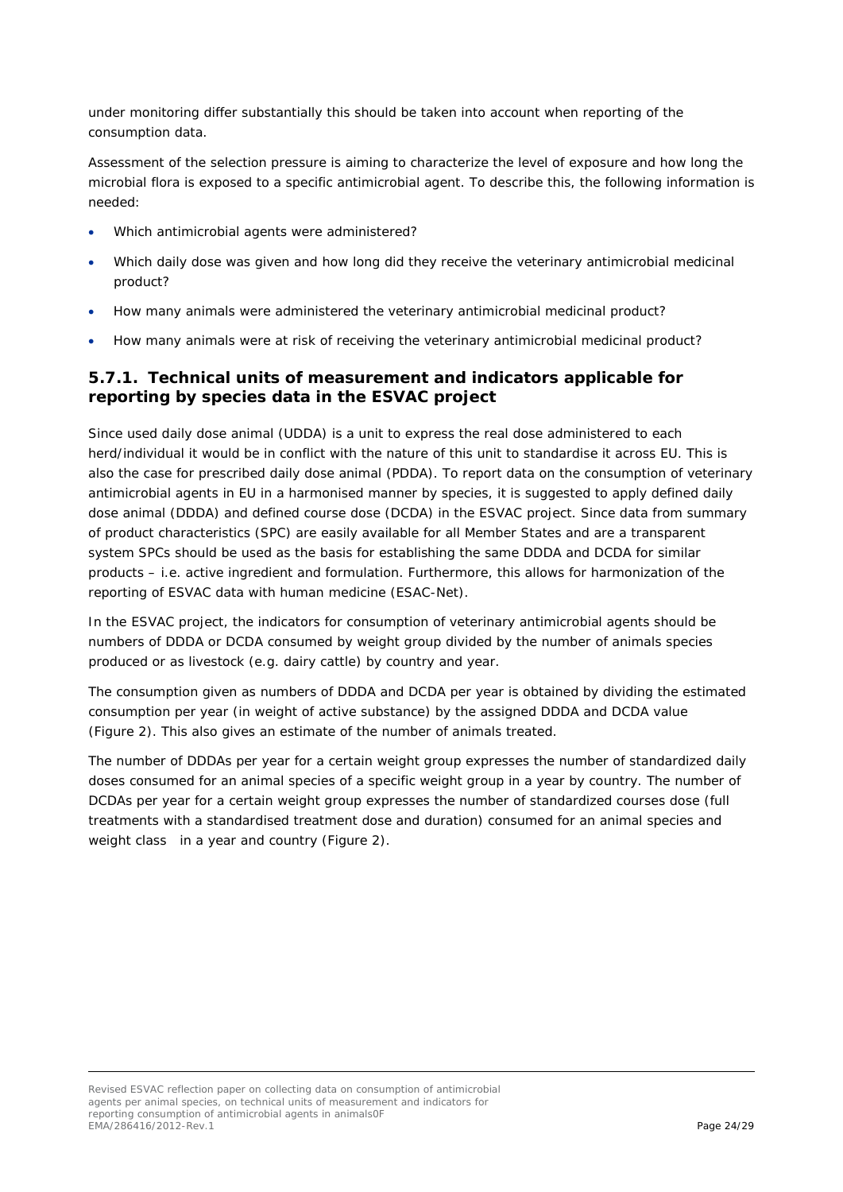under monitoring differ substantially this should be taken into account when reporting of the consumption data.

Assessment of the selection pressure is aiming to characterize the level of exposure and how long the microbial flora is exposed to a specific antimicrobial agent. To describe this, the following information is needed:

- Which antimicrobial agents were administered?
- Which daily dose was given and how long did they receive the veterinary antimicrobial medicinal product?
- How many animals were administered the veterinary antimicrobial medicinal product?
- How many animals were at risk of receiving the veterinary antimicrobial medicinal product?

### 5.7.1. Technical units of measurement and indicators applicable for reporting by species data in the ESVAC project

Since used daily dose animal (UDDA) is a unit to express the real dose administered to each herd/individual it would be in conflict with the nature of this unit to standardise it across EU. This is also the case for prescribed daily dose animal (PDDA). To report data on the consumption of veterinary antimicrobial agents in EU in a harmonised manner by species, it is suggested to apply defined daily dose animal (DDDA) and defined course dose (DCDA) in the ESVAC project. Since data from summary of product characteristics (SPC) are easily available for all Member States and are a transparent system SPCs should be used as the basis for establishing the same DDDA and DCDA for similar products – i.e. active ingredient and formulation. Furthermore, this allows for harmonization of the reporting of ESVAC data with human medicine (ESAC-Net).

In the ESVAC project, the indicators for consumption of veterinary antimicrobial agents should be numbers of DDDA or DCDA consumed by weight group divided by the number of animals species produced or as livestock (e.g. dairy cattle) by country and year.

The consumption given as numbers of DDDA and DCDA per year is obtained by dividing the estimated consumption per year (in weight of active substance) by the assigned DDDA and DCDA value (Figure 2). This also gives an estimate of the number of animals treated.

The number of DDDAs per year for a certain weight group expresses the number of standardized daily doses consumed for an animal species of a specific weight group in a year by country. The number of DCDAs per year for a certain weight group expresses the number of standardized courses dose (full treatments with a standardised treatment dose and duration) consumed for an animal species and weight class in a year and country (Figure 2).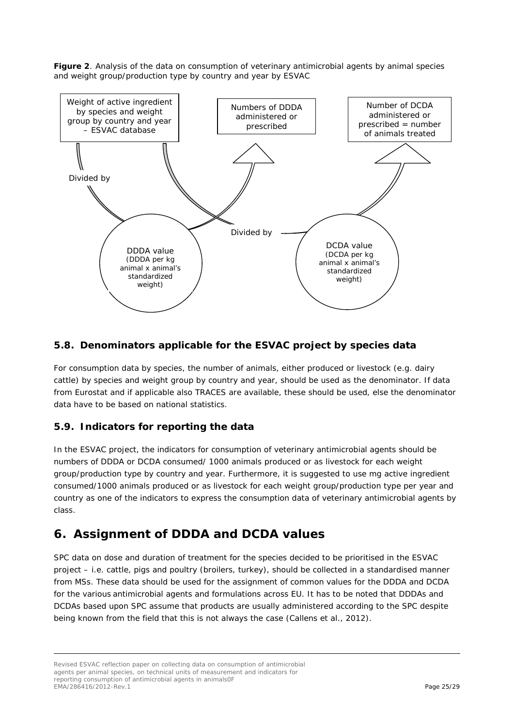**Figure 2**. Analysis of the data on consumption of veterinary antimicrobial agents by animal species and weight group/production type by country and year by ESVAC

Weight of active ingredient by species and weight group by country and year – ESVAC database

Numbers of DDDA administered or prescribed

Number of DCDA administered or prescribed = number of animals treated

Divided by

Divided by

DDDA value (DDDA per kg animal x animal's standardized weight)

DCDA value (DCDA per kg animal x animal's standardized weight)

## 5.8. Denominators applicable for the ESVAC project by species data

For consumption data by species, the number of animals, either produced or livestock (e.g. dairy cattle) by species and weight group by country and year, should be used as the denominator. If data from Eurostat and if applicable also TRACES are available, these should be used, else the denominator data have to be based on national statistics.

## 5.9. Indicators for reporting the data

In the ESVAC project, the indicators for consumption of veterinary antimicrobial agents should be numbers of DDDA or DCDA consumed/ 1000 animals produced or as livestock for each weight group/production type by country and year. Furthermore, it is suggested to use mg active ingredient consumed/1000 animals produced or as livestock for each weight group/production type per year and country as one of the indicators to express the consumption data of veterinary antimicrobial agents by class.

# 6. Assignment of DDDA and DCDA values

SPC data on dose and duration of treatment for the species decided to be prioritised in the ESVAC project – i.e. cattle, pigs and poultry (broilers, turkey), should be collected in a standardised manner from MSs. These data should be used for the assignment of common values for the DDDA and DCDA for the various antimicrobial agents and formulations across EU. It has to be noted that DDDAs and DCDAs based upon SPC assume that products are usually administered according to the SPC despite being known from the field that this is not always the case (Callens et al., 2012).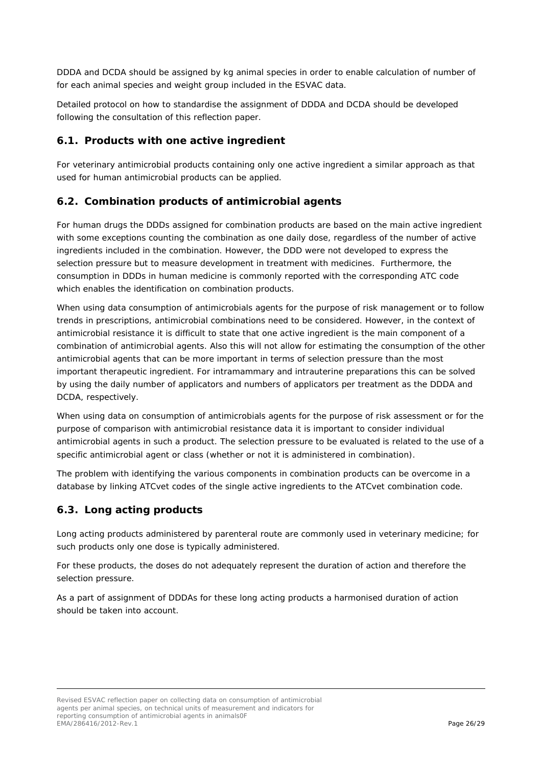DDDA and DCDA should be assigned by kg animal species in order to enable calculation of number of for each animal species and weight group included in the ESVAC data.

Detailed protocol on how to standardise the assignment of DDDA and DCDA should be developed following the consultation of this reflection paper.

## 6.1. Products with one active ingredient

For veterinary antimicrobial products containing only one active ingredient a similar approach as that used for human antimicrobial products can be applied.

## 6.2. Combination products of antimicrobial agents

For human drugs the DDDs assigned for combination products are based on the main active ingredient with some exceptions counting the combination as one daily dose, regardless of the number of active ingredients included in the combination. However, the DDD were not developed to express the selection pressure but to measure development in treatment with medicines. Furthermore, the consumption in DDDs in human medicine is commonly reported with the corresponding ATC code which enables the identification on combination products.

When using data consumption of antimicrobials agents for the purpose of risk management or to follow trends in prescriptions, antimicrobial combinations need to be considered. However, in the context of antimicrobial resistance it is difficult to state that one active ingredient is the main component of a combination of antimicrobial agents. Also this will not allow for estimating the consumption of the other antimicrobial agents that can be more important in terms of selection pressure than the most important therapeutic ingredient. For intramammary and intrauterine preparations this can be solved by using the daily number of applicators and numbers of applicators per treatment as the DDDA and DCDA, respectively.

When using data on consumption of antimicrobials agents for the purpose of risk assessment or for the purpose of comparison with antimicrobial resistance data it is important to consider individual antimicrobial agents in such a product. The selection pressure to be evaluated is related to the use of a specific antimicrobial agent or class (whether or not it is administered in combination).

The problem with identifying the various components in combination products can be overcome in a database by linking ATCvet codes of the single active ingredients to the ATCvet combination code.

## 6.3. Long acting products

Long acting products administered by parenteral route are commonly used in veterinary medicine; for such products only one dose is typically administered.

For these products, the doses do not adequately represent the duration of action and therefore the selection pressure.

As a part of assignment of DDDAs for these long acting products a harmonised duration of action should be taken into account.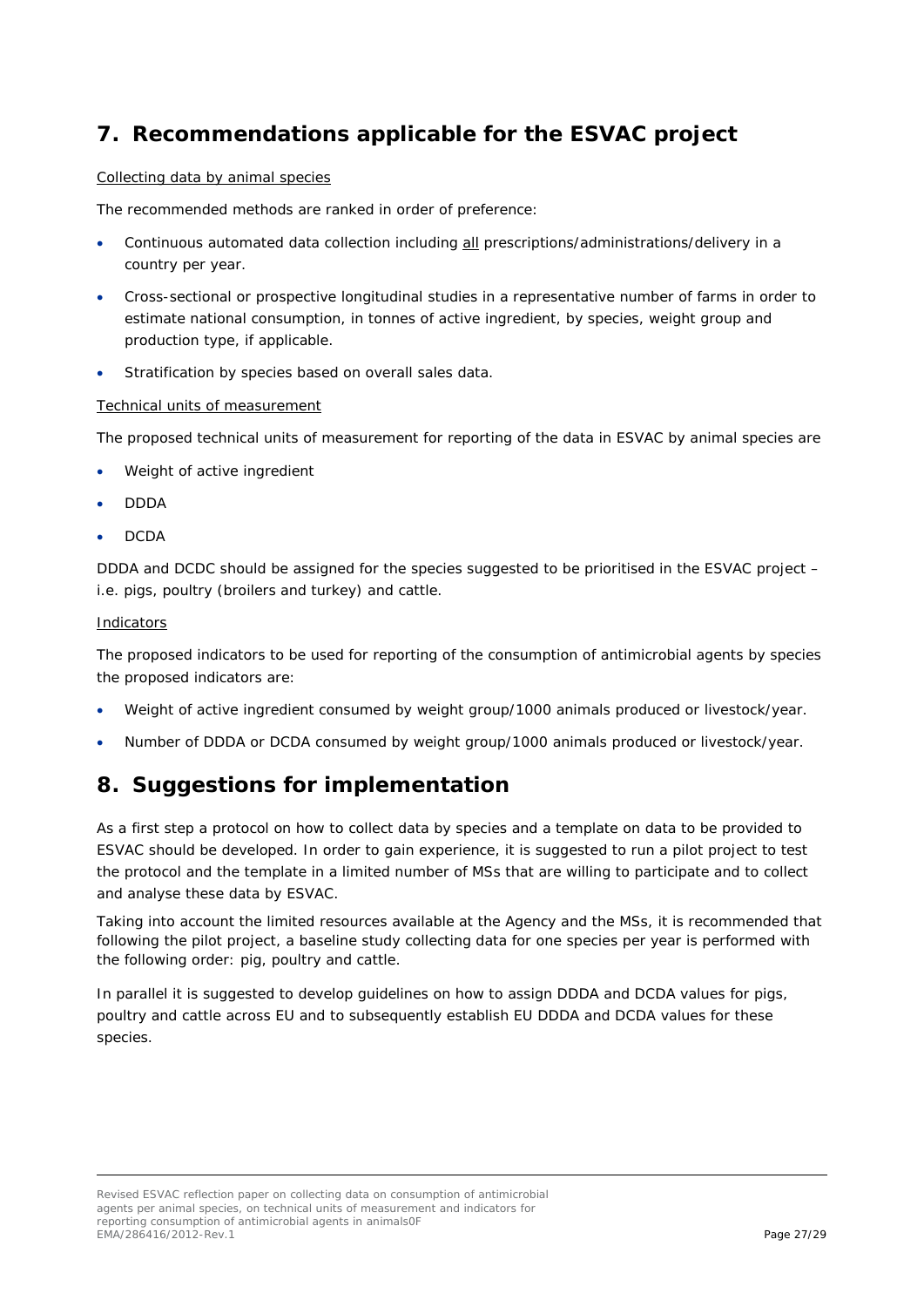## 7. Recommendations applicable for the ESVAC project

Collecting data by animal species

The recommended methods are ranked in order of preference:

- Continuous automated data collection including all prescriptions/administrations/delivery in a country per year.
- Cross-sectional or prospective longitudinal studies in a representative number of farms in order to estimate national consumption, in tonnes of active ingredient, by species, weight group and production type, if applicable.
- Stratification by species based on overall sales data.

Technical units of measurement

The proposed technical units of measurement for reporting of the data in ESVAC by animal species are

- Weight of active ingredient
- DDDA
- DCDA

DDDA and DCDC should be assigned for the species suggested to be prioritised in the ESVAC project – i.e. pigs, poultry (broilers and turkey) and cattle.

Indicators

The proposed indicators to be used for reporting of the consumption of antimicrobial agents by species the proposed indicators are:

- Weight of active ingredient consumed by weight group/1000 animals produced or livestock/year.
- Number of DDDA or DCDA consumed by weight group/1000 animals produced or livestock/year.

## 8. Suggestions for implementation

As a first step a protocol on how to collect data by species and a template on data to be provided to ESVAC should be developed. In order to gain experience, it is suggested to run a pilot project to test the protocol and the template in a limited number of MSs that are willing to participate and to collect and analyse these data by ESVAC.

Taking into account the limited resources available at the Agency and the MSs, it is recommended that following the pilot project, a baseline study collecting data for one species per year is performed with the following order: pig, poultry and cattle.

In parallel it is suggested to develop guidelines on how to assign DDDA and DCDA values for pigs, poultry and cattle across EU and to subsequently establish EU DDDA and DCDA values for these species.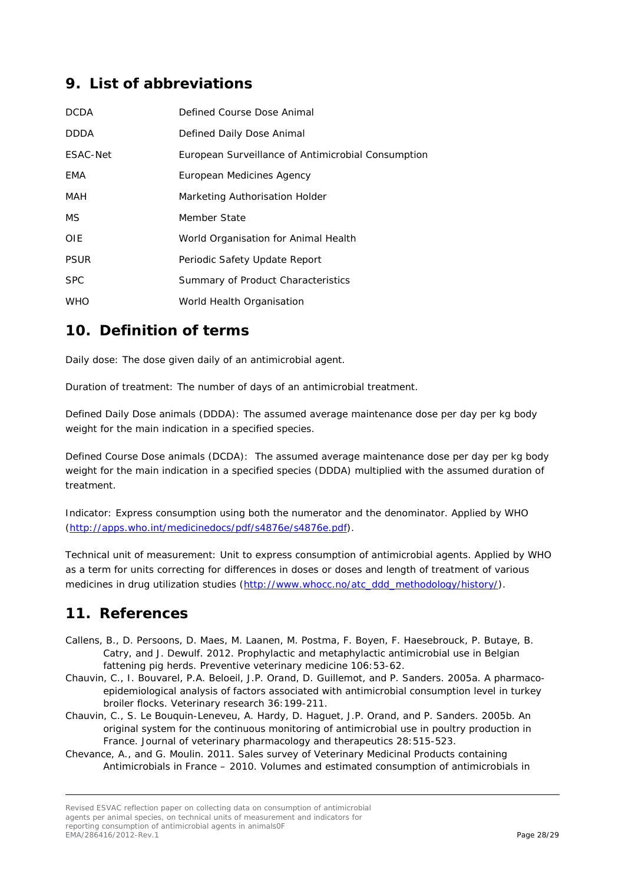## 9. List of abbreviations

| | |
|---|---|
| DCDA | Defined Course Dose Animal |
| DDDA | Defined Daily Dose Animal |
| ESAC-Net | European Surveillance of Antimicrobial Consumption |
| EMA | European Medicines Agency |
| MAH | Marketing Authorisation Holder |
| MS | Member State |
| OIE | World Organisation for Animal Health |
| PSUR | Periodic Safety Update Report |
| SPC | Summary of Product Characteristics |
| WHO | World Health Organisation |

## 10. Definition of terms

Daily dose: The dose given daily of an antimicrobial agent.

Duration of treatment: The number of days of an antimicrobial treatment.

Defined Daily Dose animals (DDDA): The assumed average maintenance dose per day per kg body weight for the main indication in a specified species.

Defined Course Dose animals (DCDA): The assumed average maintenance dose per day per kg body weight for the main indication in a specified species (DDDA) multiplied with the assumed duration of treatment.

Indicator: Express consumption using both the numerator and the denominator. Applied by WHO (http://apps.who.int/medicinedocs/pdf/s4876e/s4876e.pdf).

Technical unit of measurement: Unit to express consumption of antimicrobial agents. Applied by WHO as a term for units correcting for differences in doses or doses and length of treatment of various medicines in drug utilization studies (http://www.whocc.no/atc_ddd_methodology/history/).

## 11. References

Callens, B., D. Persoons, D. Maes, M. Laanen, M. Postma, F. Boyen, F. Haesebrouck, P. Butaye, B. Catry, and J. Dewulf. 2012. Prophylactic and metaphylactic antimicrobial use in Belgian fattening pig herds. Preventive veterinary medicine 106:53-62.

Chauvin, C., I. Bouvarel, P.A. Beloeil, J.P. Orand, D. Guillemot, and P. Sanders. 2005a. A pharmaco-epidemiological analysis of factors associated with antimicrobial consumption level in turkey broiler flocks. Veterinary research 36:199-211.

Chauvin, C., S. Le Bouquin-Leneveu, A. Hardy, D. Haguet, J.P. Orand, and P. Sanders. 2005b. An original system for the continuous monitoring of antimicrobial use in poultry production in France. Journal of veterinary pharmacology and therapeutics 28:515-523.

Chevance, A., and G. Moulin. 2011. Sales survey of Veterinary Medicinal Products containing Antimicrobials in France – 2010. Volumes and estimated consumption of antimicrobials in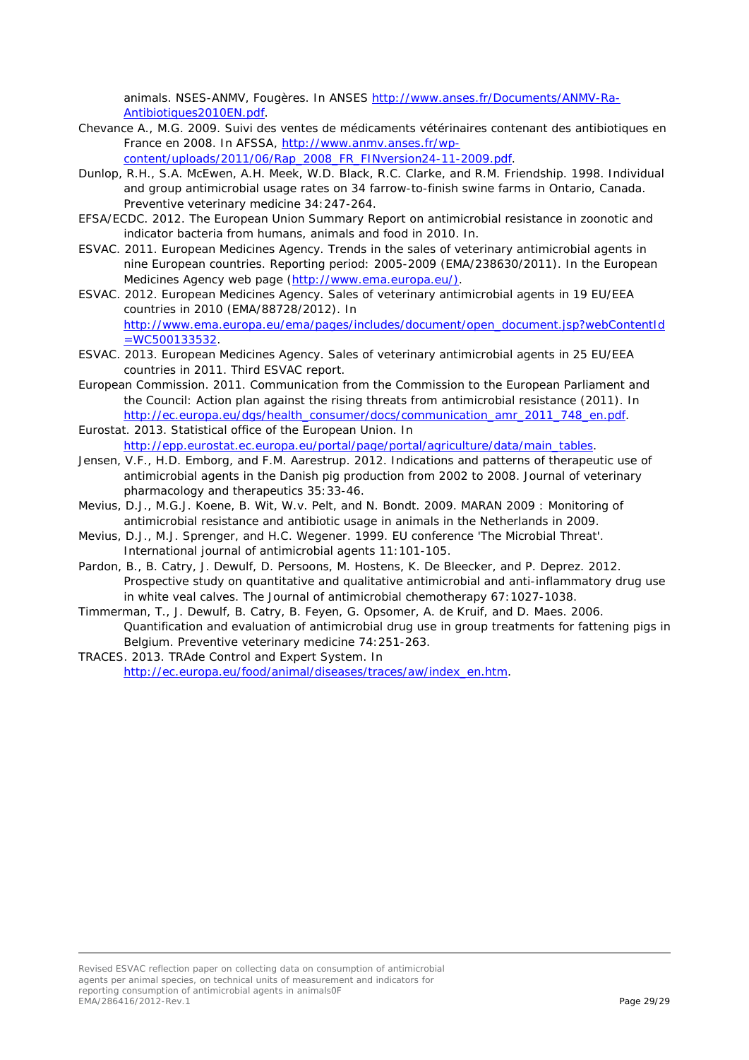animals. NSES-ANMV, Fougères. In ANSES http://www.anses.fr/Documents/ANMV-Ra-Antibiotiques2010EN.pdf.

Chevance A., M.G. 2009. Suivi des ventes de médicaments vétérinaires contenant des antibiotiques en France en 2008. In AFSSA, http://www.anmv.anses.fr/wp-content/uploads/2011/06/Rap_2008_FR_FINversion24-11-2009.pdf.

Dunlop, R.H., S.A. McEwen, A.H. Meek, W.D. Black, R.C. Clarke, and R.M. Friendship. 1998. Individual and group antimicrobial usage rates on 34 farrow-to-finish swine farms in Ontario, Canada. Preventive veterinary medicine 34:247-264.

EFSA/ECDC. 2012. The European Union Summary Report on antimicrobial resistance in zoonotic and indicator bacteria from humans, animals and food in 2010. In.

ESVAC. 2011. European Medicines Agency. Trends in the sales of veterinary antimicrobial agents in nine European countries. Reporting period: 2005-2009 (EMA/238630/2011). In the European Medicines Agency web page (http://www.ema.europa.eu/).

ESVAC. 2012. European Medicines Agency. Sales of veterinary antimicrobial agents in 19 EU/EEA countries in 2010 (EMA/88728/2012). In http://www.ema.europa.eu/ema/pages/includes/document/open_document.jsp?webContentId=WC500133532.

ESVAC. 2013. European Medicines Agency. Sales of veterinary antimicrobial agents in 25 EU/EEA countries in 2011. Third ESVAC report.

European Commission. 2011. Communication from the Commission to the European Parliament and the Council: Action plan against the rising threats from antimicrobial resistance (2011). In http://ec.europa.eu/dgs/health_consumer/docs/communication_amr_2011_748_en.pdf.

Eurostat. 2013. Statistical office of the European Union. In http://epp.eurostat.ec.europa.eu/portal/page/portal/agriculture/data/main_tables.

Jensen, V.F., H.D. Emborg, and F.M. Aarestrup. 2012. Indications and patterns of therapeutic use of antimicrobial agents in the Danish pig production from 2002 to 2008. Journal of veterinary pharmacology and therapeutics 35:33-46.

Mevius, D.J., M.G.J. Koene, B. Wit, W.v. Pelt, and N. Bondt. 2009. MARAN 2009 : Monitoring of antimicrobial resistance and antibiotic usage in animals in the Netherlands in 2009.

Mevius, D.J., M.J. Sprenger, and H.C. Wegener. 1999. EU conference 'The Microbial Threat'. International journal of antimicrobial agents 11:101-105.

Pardon, B., B. Catry, J. Dewulf, D. Persoons, M. Hostens, K. De Bleecker, and P. Deprez. 2012. Prospective study on quantitative and qualitative antimicrobial and anti-inflammatory drug use in white veal calves. The Journal of antimicrobial chemotherapy 67:1027-1038.

Timmerman, T., J. Dewulf, B. Catry, B. Feyen, G. Opsomer, A. de Kruif, and D. Maes. 2006. Quantification and evaluation of antimicrobial drug use in group treatments for fattening pigs in Belgium. Preventive veterinary medicine 74:251-263.

TRACES. 2013. TRAde Control and Expert System. In http://ec.europa.eu/food/animal/diseases/traces/aw/index_en.htm.